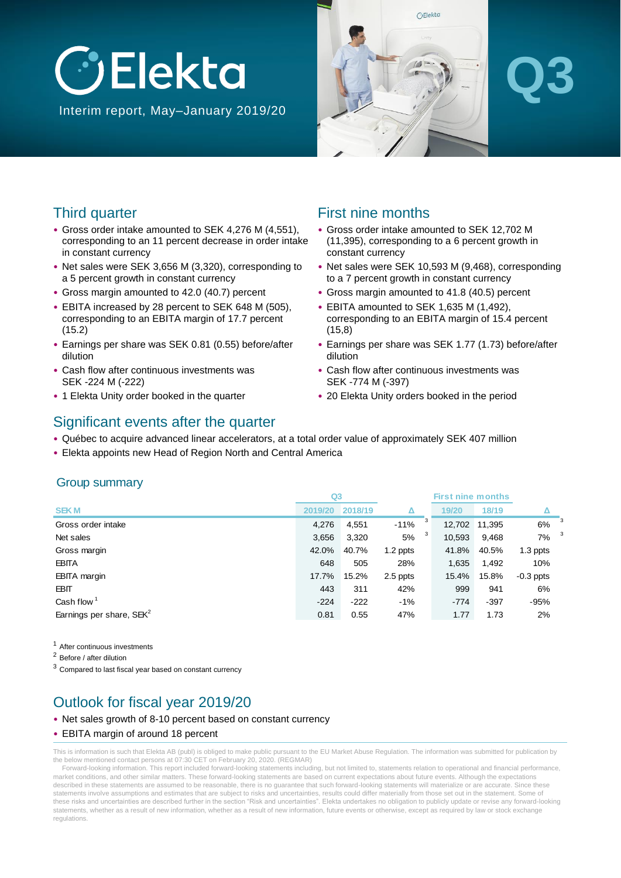# Elekta

Interim report, May–January 2019/20

Q3

## Third quarter

- Gross order intake amounted to SEK 4,276 M (4,551), corresponding to an 11 percent decrease in order intake in constant currency
- Net sales were SEK 3,656 M (3,320), corresponding to a 5 percent growth in constant currency
- Gross margin amounted to 42.0 (40.7) percent
- EBITA increased by 28 percent to SEK 648 M (505), corresponding to an EBITA margin of 17.7 percent (15.2)
- Earnings per share was SEK 0.81 (0.55) before/after dilution
- Cash flow after continuous investments was SEK -224 M (-222)
- 1 Elekta Unity order booked in the quarter

## First nine months

- Gross order intake amounted to SEK 12,702 M (11,395), corresponding to a 6 percent growth in constant currency
- Net sales were SEK 10,593 M (9,468), corresponding to a 7 percent growth in constant currency
- Gross margin amounted to 41.8 (40.5) percent
- EBITA amounted to SEK 1,635 M (1,492), corresponding to an EBITA margin of 15.4 percent (15,8)
- Earnings per share was SEK 1.77 (1.73) before/after dilution
- Cash flow after continuous investments was SEK -774 M (-397)
- 20 Elekta Unity orders booked in the period

## Significant events after the quarter

- Québec to acquire advanced linear accelerators, at a total order value of approximately SEK 407 million
- Elekta appoints new Head of Region North and Central America

## Group summary

| | Q3 | | | First nine months | | |
|---|---|---|---|---|---|---|
| SEK M | 2019/20 | 2018/19 | Δ | 19/20 | 18/19 | Δ |
| Gross order intake | 4,276 | 4,551 | -11% [3] | 12,702 | 11,395 | 6% [3] |
| Net sales | 3,656 | 3,320 | 5% [3] | 10,593 | 9,468 | 7% [3] |
| Gross margin | 42.0% | 40.7% | 1.2 ppts | 41.8% | 40.5% | 1.3 ppts |
| EBITA | 648 | 505 | 28% | 1,635 | 1,492 | 10% |
| EBITA margin | 17.7% | 15.2% | 2.5 ppts | 15.4% | 15.8% | -0.3 ppts |
| EBIT | 443 | 311 | 42% | 999 | 941 | 6% |
| Cash flow [1] | -224 | -222 | -1% | -774 | -397 | -95% |
| Earnings per share, SEK [2] | 0.81 | 0.55 | 47% | 1.77 | 1.73 | 2% |

[1] After continuous investments
[2] Before / after dilution
[3] Compared to last fiscal year based on constant currency

## Outlook for fiscal year 2019/20

- Net sales growth of 8-10 percent based on constant currency
- EBITA margin of around 18 percent

This is information is such that Elekta AB (publ) is obliged to make public pursuant to the EU Market Abuse Regulation. The information was submitted for publication by the below mentioned contact persons at 07:30 CET on February 20, 2020. (REGMAR)

Forward-looking information. This report included forward-looking statements including, but not limited to, statements relation to operational and financial performance, market conditions, and other similar matters. These forward-looking statements are based on current expectations about future events. Although the expectations described in these statements are assumed to be reasonable, there is no guarantee that such forward-looking statements will materialize or are accurate. Since these statements involve assumptions and estimates that are subject to risks and uncertainties, results could differ materially from those set out in the statement. Some of these risks and uncertainties are described further in the section "Risk and uncertainties". Elekta undertakes no obligation to publicly update or revise any forward-looking statements, whether as a result of new information, whether as a result of new information, future events or otherwise, except as required by law or stock exchange regulations.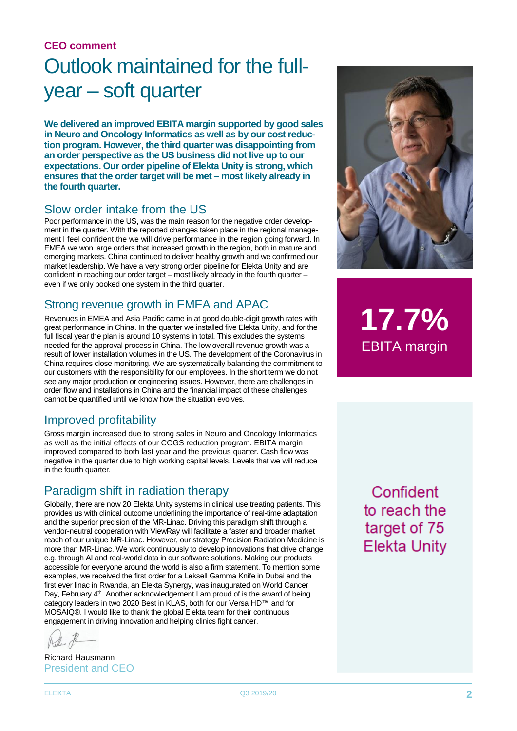**CEO comment**

# Outlook maintained for the full-year – soft quarter

**We delivered an improved EBITA margin supported by good sales in Neuro and Oncology Informatics as well as by our cost reduction program. However, the third quarter was disappointing from an order perspective as the US business did not live up to our expectations. Our order pipeline of Elekta Unity is strong, which ensures that the order target will be met – most likely already in the fourth quarter.**

## Slow order intake from the US

Poor performance in the US, was the main reason for the negative order development in the quarter. With the reported changes taken place in the regional management I feel confident the we will drive performance in the region going forward. In EMEA we won large orders that increased growth in the region, both in mature and emerging markets. China continued to deliver healthy growth and we confirmed our market leadership. We have a very strong order pipeline for Elekta Unity and are confident in reaching our order target – most likely already in the fourth quarter – even if we only booked one system in the third quarter.

## Strong revenue growth in EMEA and APAC

Revenues in EMEA and Asia Pacific came in at good double-digit growth rates with great performance in China. In the quarter we installed five Elekta Unity, and for the full fiscal year the plan is around 10 systems in total. This excludes the systems needed for the approval process in China. The low overall revenue growth was a result of lower installation volumes in the US. The development of the Coronavirus in China requires close monitoring. We are systematically balancing the commitment to our customers with the responsibility for our employees. In the short term we do not see any major production or engineering issues. However, there are challenges in order flow and installations in China and the financial impact of these challenges cannot be quantified until we know how the situation evolves.

## Improved profitability

Gross margin increased due to strong sales in Neuro and Oncology Informatics as well as the initial effects of our COGS reduction program. EBITA margin improved compared to both last year and the previous quarter. Cash flow was negative in the quarter due to high working capital levels. Levels that we will reduce in the fourth quarter.

## Paradigm shift in radiation therapy

Globally, there are now 20 Elekta Unity systems in clinical use treating patients. This provides us with clinical outcome underlining the importance of real-time adaptation and the superior precision of the MR-Linac. Driving this paradigm shift through a vendor-neutral cooperation with ViewRay will facilitate a faster and broader market reach of our unique MR-Linac. However, our strategy Precision Radiation Medicine is more than MR-Linac. We work continuously to develop innovations that drive change e.g. through AI and real-world data in our software solutions. Making our products accessible for everyone around the world is also a firm statement. To mention some examples, we received the first order for a Leksell Gamma Knife in Dubai and the first ever linac in Rwanda, an Elekta Synergy, was inaugurated on World Cancer Day, February 4th. Another acknowledgement I am proud of is the award of being category leaders in two 2020 Best in KLAS, both for our Versa HD™ and for MOSAIQ®. I would like to thank the global Elekta team for their continuous engagement in driving innovation and helping clinics fight cancer.

Richard Hausmann
President and CEO

**17.7%**
EBITA margin

Confident to reach the target of 75 Elekta Unity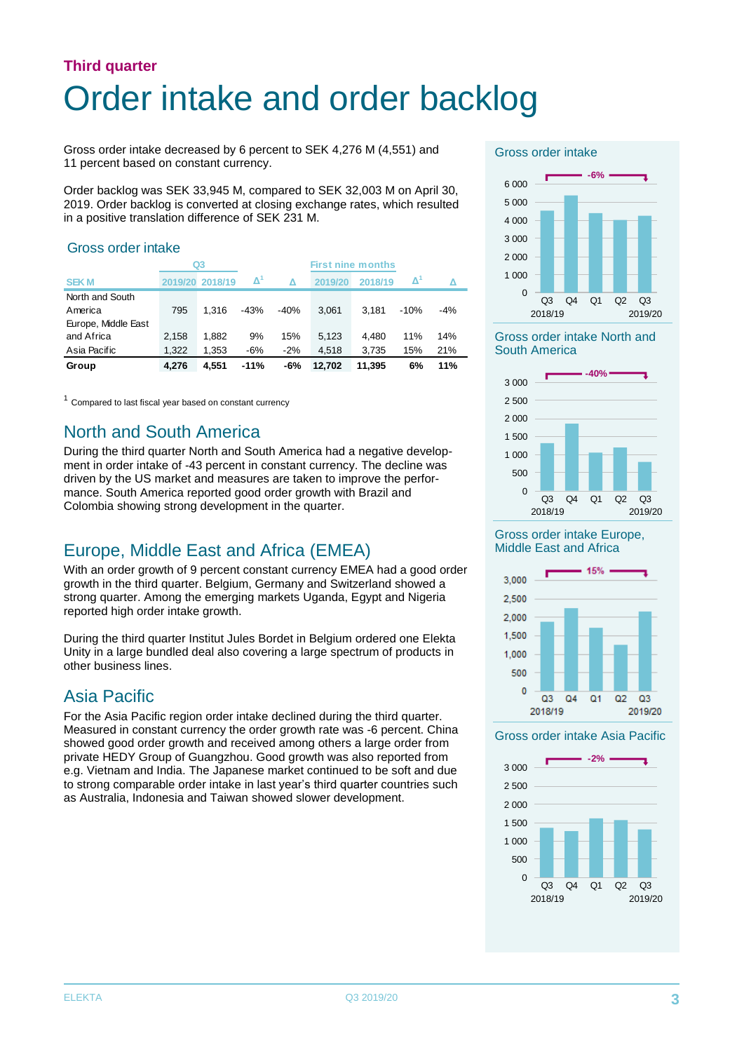Third quarter

# Order intake and order backlog

Gross order intake decreased by 6 percent to SEK 4,276 M (4,551) and 11 percent based on constant currency.

Order backlog was SEK 33,945 M, compared to SEK 32,003 M on April 30, 2019. Order backlog is converted at closing exchange rates, which resulted in a positive translation difference of SEK 231 M.

## Gross order intake

| | Q3 | | | | First nine months | | | |
|---|---|---|---|---|---|---|---|---|
| SEK M | 2019/20 | 2018/19 | Δ[1] | Δ | 2019/20 | 2018/19 | Δ[1] | Δ |
| North and South America | 795 | 1,316 | -43% | -40% | 3,061 | 3,181 | -10% | -4% |
| Europe, Middle East and Africa | 2,158 | 1,882 | 9% | 15% | 5,123 | 4,480 | 11% | 14% |
| Asia Pacific | 1,322 | 1,353 | -6% | -2% | 4,518 | 3,735 | 15% | 21% |
| **Group** | **4,276** | **4,551** | **-11%** | **-6%** | **12,702** | **11,395** | **6%** | **11%** |

[1] Compared to last fiscal year based on constant currency

## North and South America

During the third quarter North and South America had a negative development in order intake of -43 percent in constant currency. The decline was driven by the US market and measures are taken to improve the performance. South America reported good order growth with Brazil and Colombia showing strong development in the quarter.

## Europe, Middle East and Africa (EMEA)

With an order growth of 9 percent constant currency EMEA had a good order growth in the third quarter. Belgium, Germany and Switzerland showed a strong quarter. Among the emerging markets Uganda, Egypt and Nigeria reported high order intake growth.

During the third quarter Institut Jules Bordet in Belgium ordered one Elekta Unity in a large bundled deal also covering a large spectrum of products in other business lines.

## Asia Pacific

For the Asia Pacific region order intake declined during the third quarter. Measured in constant currency the order growth rate was -6 percent. China showed good order growth and received among others a large order from private HEDY Group of Guangzhou. Good growth was also reported from e.g. Vietnam and India. The Japanese market continued to be soft and due to strong comparable order intake in last year's third quarter countries such as Australia, Indonesia and Taiwan showed slower development.

Gross order intake

-6%

6 000
5 000
4 000
3 000
2 000
1 000
0

Q3 Q4 Q1 Q2 Q3
2018/19 2019/20

Gross order intake North and South America

-40%

3 000
2 500
2 000
1 500
1 000
500
0

Q3 Q4 Q1 Q2 Q3
2018/19 2019/20

Gross order intake Europe, Middle East and Africa

15%

3,000
2,500
2,000
1,500
1,000
500
0

Q3 Q4 Q1 Q2 Q3
2018/19 2019/20

Gross order intake Asia Pacific

-2%

3 000
2 500
2 000
1 500
1 000
500
0

Q3 Q4 Q1 Q2 Q3
2018/19 2019/20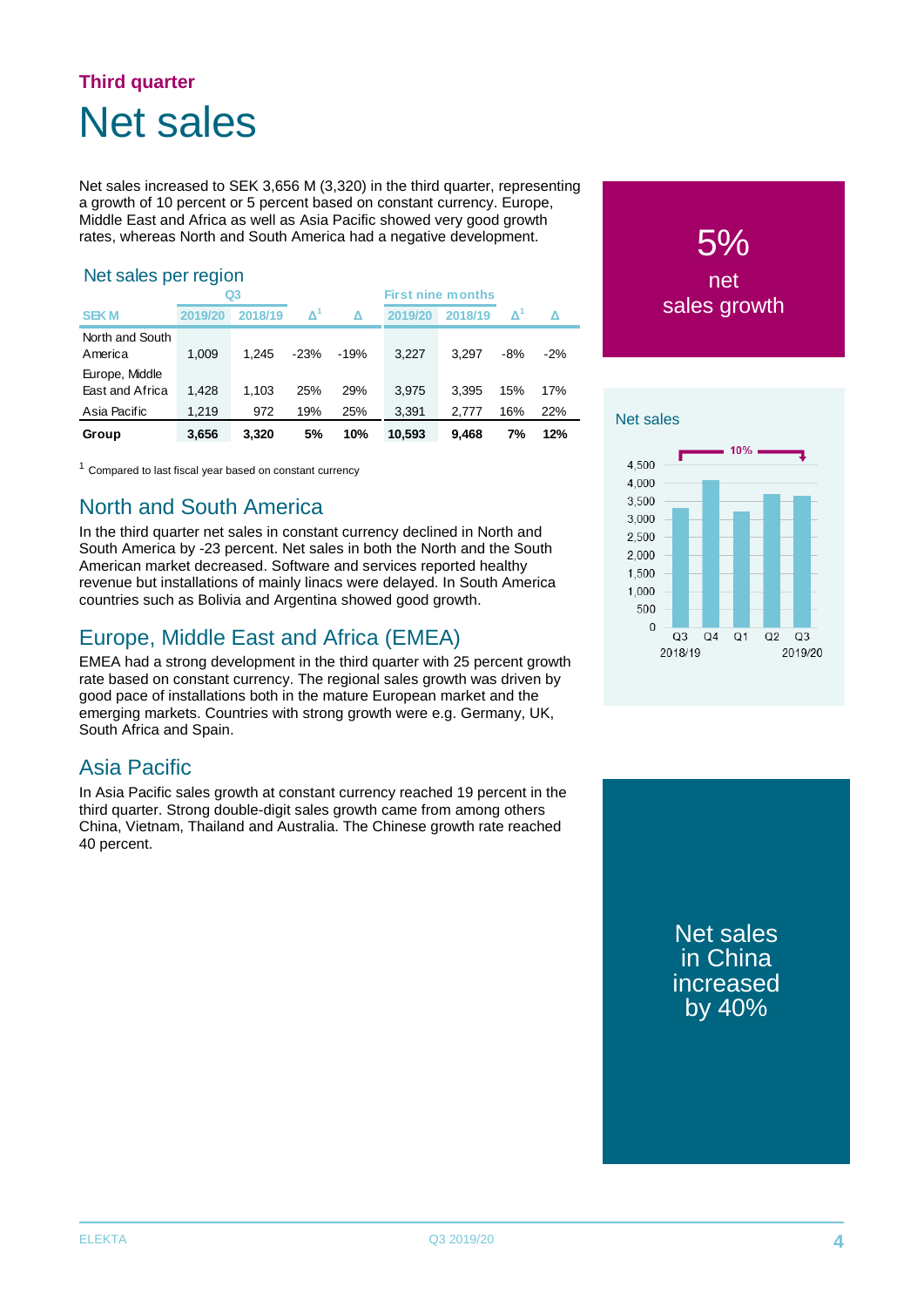## Third quarter

# Net sales

Net sales increased to SEK 3,656 M (3,320) in the third quarter, representing a growth of 10 percent or 5 percent based on constant currency. Europe, Middle East and Africa as well as Asia Pacific showed very good growth rates, whereas North and South America had a negative development.

### Net sales per region

| | Q3 | | | | First nine months | | | |
|---|---|---|---|---|---|---|---|---|
| SEK M | 2019/20 | 2018/19 | Δ[1] | Δ | 2019/20 | 2018/19 | Δ[1] | Δ |
| North and South America | 1,009 | 1,245 | -23% | -19% | 3,227 | 3,297 | -8% | -2% |
| Europe, Middle East and Africa | 1,428 | 1,103 | 25% | 29% | 3,975 | 3,395 | 15% | 17% |
| Asia Pacific | 1,219 | 972 | 19% | 25% | 3,391 | 2,777 | 16% | 22% |
| **Group** | **3,656** | **3,320** | **5%** | **10%** | **10,593** | **9,468** | **7%** | **12%** |

[1] Compared to last fiscal year based on constant currency

5%
net
sales growth

Net sales

10%

4,500
4,000
3,500
3,000
2,500
2,000
1,500
1,000
500
0

Q3 Q4 Q1 Q2 Q3
2018/19 2019/20

## North and South America

In the third quarter net sales in constant currency declined in North and South America by -23 percent. Net sales in both the North and the South American market decreased. Software and services reported healthy revenue but installations of mainly linacs were delayed. In South America countries such as Bolivia and Argentina showed good growth.

## Europe, Middle East and Africa (EMEA)

EMEA had a strong development in the third quarter with 25 percent growth rate based on constant currency. The regional sales growth was driven by good pace of installations both in the mature European market and the emerging markets. Countries with strong growth were e.g. Germany, UK, South Africa and Spain.

## Asia Pacific

In Asia Pacific sales growth at constant currency reached 19 percent in the third quarter. Strong double-digit sales growth came from among others China, Vietnam, Thailand and Australia. The Chinese growth rate reached 40 percent.

Net sales in China increased by 40%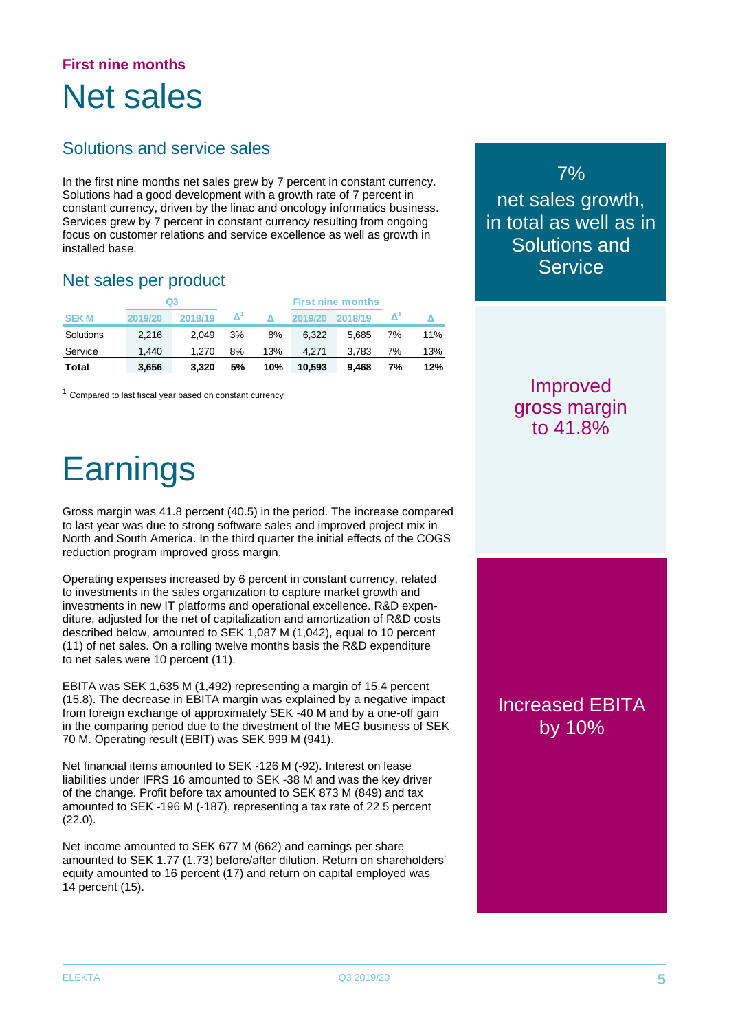**First nine months**

# Net sales

## Solutions and service sales

In the first nine months net sales grew by 7 percent in constant currency. Solutions had a good development with a growth rate of 7 percent in constant currency, driven by the linac and oncology informatics business. Services grew by 7 percent in constant currency resulting from ongoing focus on customer relations and service excellence as well as growth in installed base.

## Net sales per product

| | Q3 | | | | First nine months | | | |
|---|---|---|---|---|---|---|---|---|
| SEK M | 2019/20 | 2018/19 | Δ[1] | Δ | 2019/20 | 2018/19 | Δ[1] | Δ |
| Solutions | 2,216 | 2,049 | 3% | 8% | 6,322 | 5,685 | 7% | 11% |
| Service | 1,440 | 1,270 | 8% | 13% | 4,271 | 3,783 | 7% | 13% |
| **Total** | **3,656** | **3,320** | **5%** | **10%** | **10,593** | **9,468** | **7%** | **12%** |

[1] Compared to last fiscal year based on constant currency

7% net sales growth, in total as well as in Solutions and Service

# Earnings

Gross margin was 41.8 percent (40.5) in the period. The increase compared to last year was due to strong software sales and improved project mix in North and South America. In the third quarter the initial effects of the COGS reduction program improved gross margin.

Operating expenses increased by 6 percent in constant currency, related to investments in the sales organization to capture market growth and investments in new IT platforms and operational excellence. R&D expenditure, adjusted for the net of capitalization and amortization of R&D costs described below, amounted to SEK 1,087 M (1,042), equal to 10 percent (11) of net sales. On a rolling twelve months basis the R&D expenditure to net sales were 10 percent (11).

EBITA was SEK 1,635 M (1,492) representing a margin of 15.4 percent (15.8). The decrease in EBITA margin was explained by a negative impact from foreign exchange of approximately SEK -40 M and by a one-off gain in the comparing period due to the divestment of the MEG business of SEK 70 M. Operating result (EBIT) was SEK 999 M (941).

Net financial items amounted to SEK -126 M (-92). Interest on lease liabilities under IFRS 16 amounted to SEK -38 M and was the key driver of the change. Profit before tax amounted to SEK 873 M (849) and tax amounted to SEK -196 M (-187), representing a tax rate of 22.5 percent (22.0).

Net income amounted to SEK 677 M (662) and earnings per share amounted to SEK 1.77 (1.73) before/after dilution. Return on shareholders' equity amounted to 16 percent (17) and return on capital employed was 14 percent (15).

Improved gross margin to 41.8%

Increased EBITA by 10%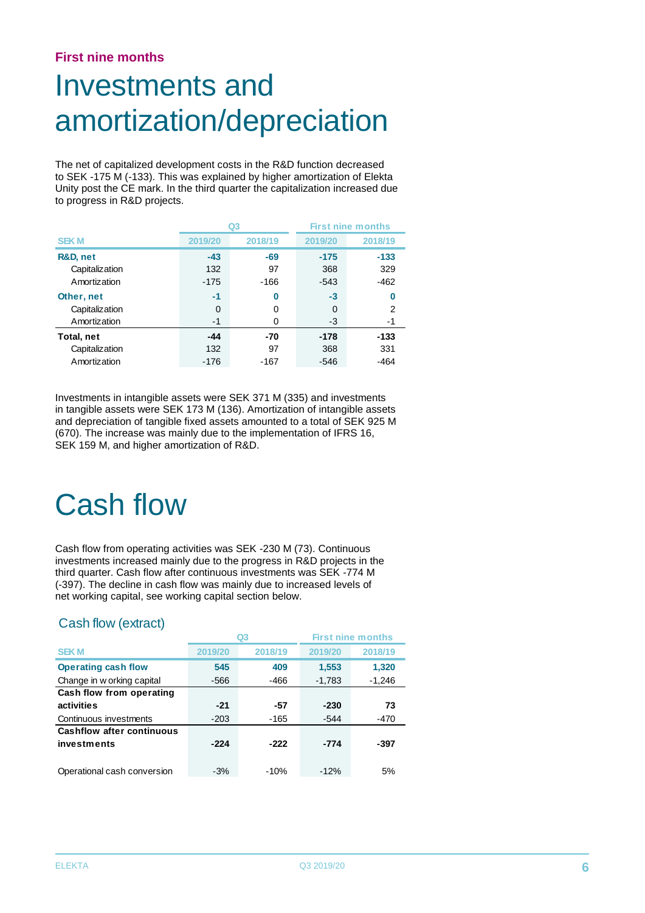First nine months

# Investments and amortization/depreciation

The net of capitalized development costs in the R&D function decreased to SEK -175 M (-133). This was explained by higher amortization of Elekta Unity post the CE mark. In the third quarter the capitalization increased due to progress in R&D projects.

| | Q3 | | First nine months | |
|---|---|---|---|---|
| SEK M | 2019/20 | 2018/19 | 2019/20 | 2018/19 |
| **R&D, net** | **-43** | **-69** | **-175** | **-133** |
| Capitalization | 132 | 97 | 368 | 329 |
| Amortization | -175 | -166 | -543 | -462 |
| **Other, net** | **-1** | **0** | **-3** | **0** |
| Capitalization | 0 | 0 | 0 | 2 |
| Amortization | -1 | 0 | -3 | -1 |
| **Total, net** | **-44** | **-70** | **-178** | **-133** |
| Capitalization | 132 | 97 | 368 | 331 |
| Amortization | -176 | -167 | -546 | -464 |

Investments in intangible assets were SEK 371 M (335) and investments in tangible assets were SEK 173 M (136). Amortization of intangible assets and depreciation of tangible fixed assets amounted to a total of SEK 925 M (670). The increase was mainly due to the implementation of IFRS 16, SEK 159 M, and higher amortization of R&D.

# Cash flow

Cash flow from operating activities was SEK -230 M (73). Continuous investments increased mainly due to the progress in R&D projects in the third quarter. Cash flow after continuous investments was SEK -774 M (-397). The decline in cash flow was mainly due to increased levels of net working capital, see working capital section below.

## Cash flow (extract)

| | Q3 | | First nine months | |
|---|---|---|---|---|
| SEK M | 2019/20 | 2018/19 | 2019/20 | 2018/19 |
| **Operating cash flow** | **545** | **409** | **1,553** | **1,320** |
| Change in working capital | -566 | -466 | -1,783 | -1,246 |
| **Cash flow from operating activities** | **-21** | **-57** | **-230** | **73** |
| Continuous investments | -203 | -165 | -544 | -470 |
| **Cashflow after continuous investments** | **-224** | **-222** | **-774** | **-397** |
| Operational cash conversion | -3% | -10% | -12% | 5% |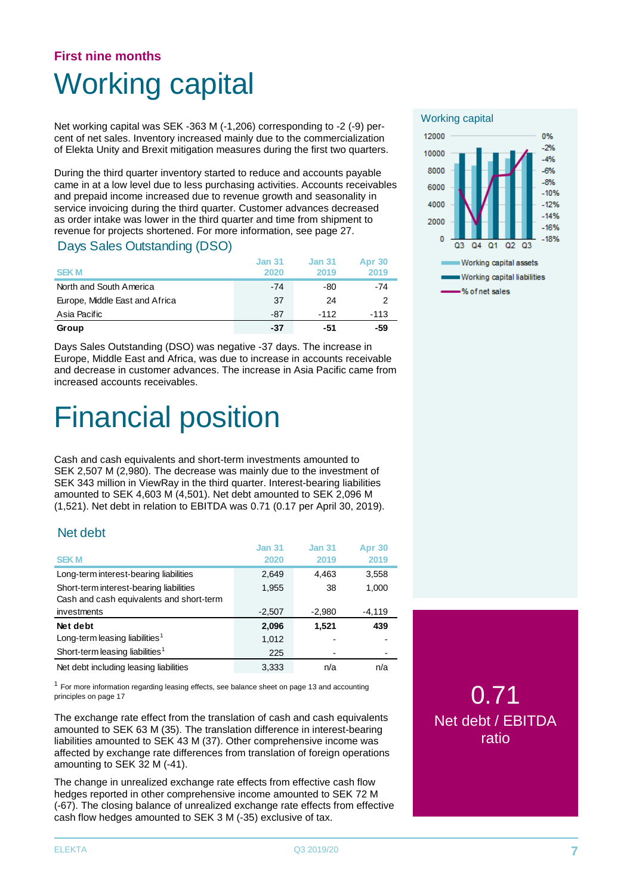**First nine months**

# Working capital

Net working capital was SEK -363 M (-1,206) corresponding to -2 (-9) percent of net sales. Inventory increased mainly due to the commercialization of Elekta Unity and Brexit mitigation measures during the first two quarters.

During the third quarter inventory started to reduce and accounts payable came in at a low level due to less purchasing activities. Accounts receivables and prepaid income increased due to revenue growth and seasonality in service invoicing during the third quarter. Customer advances decreased as order intake was lower in the third quarter and time from shipment to revenue for projects shortened. For more information, see page 27.

## Days Sales Outstanding (DSO)

| SEK M | Jan 31 2020 | Jan 31 2019 | Apr 30 2019 |
|---|---|---|---|
| North and South America | -74 | -80 | -74 |
| Europe, Middle East and Africa | 37 | 24 | 2 |
| Asia Pacific | -87 | -112 | -113 |
| **Group** | **-37** | **-51** | **-59** |

Days Sales Outstanding (DSO) was negative -37 days. The increase in Europe, Middle East and Africa, was due to increase in accounts receivable and decrease in customer advances. The increase in Asia Pacific came from increased accounts receivables.

Working capital

12000
10000
8000
6000
4000
2000
0

0%
-2%
-4%
-6%
-8%
-10%
-12%
-14%
-16%
-18%

Q3 Q4 Q1 Q2 Q3

Working capital assets
Working capital liabilities
% of net sales

# Financial position

Cash and cash equivalents and short-term investments amounted to SEK 2,507 M (2,980). The decrease was mainly due to the investment of SEK 343 million in ViewRay in the third quarter. Interest-bearing liabilities amounted to SEK 4,603 M (4,501). Net debt amounted to SEK 2,096 M (1,521). Net debt in relation to EBITDA was 0.71 (0.17 per April 30, 2019).

## Net debt

| SEK M | Jan 31 2020 | Jan 31 2019 | Apr 30 2019 |
|---|---|---|---|
| Long-term interest-bearing liabilities | 2,649 | 4,463 | 3,558 |
| Short-term interest-bearing liabilities | 1,955 | 38 | 1,000 |
| Cash and cash equivalents and short-term investments | -2,507 | -2,980 | -4,119 |
| **Net debt** | **2,096** | **1,521** | **439** |
| Long-term leasing liabilities[1] | 1,012 | - | - |
| Short-term leasing liabilities[1] | 225 | - | - |
| Net debt including leasing liabilities | 3,333 | n/a | n/a |

[1] For more information regarding leasing effects, see balance sheet on page 13 and accounting principles on page 17

The exchange rate effect from the translation of cash and cash equivalents amounted to SEK 63 M (35). The translation difference in interest-bearing liabilities amounted to SEK 43 M (37). Other comprehensive income was affected by exchange rate differences from translation of foreign operations amounting to SEK 32 M (-41).

The change in unrealized exchange rate effects from effective cash flow hedges reported in other comprehensive income amounted to SEK 72 M (-67). The closing balance of unrealized exchange rate effects from effective cash flow hedges amounted to SEK 3 M (-35) exclusive of tax.

0.71
Net debt / EBITDA ratio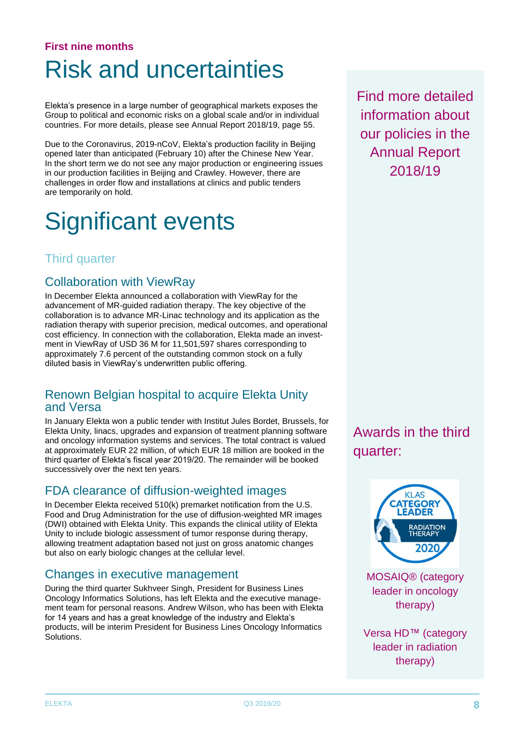**First nine months**

# Risk and uncertainties

Elekta's presence in a large number of geographical markets exposes the Group to political and economic risks on a global scale and/or in individual countries. For more details, please see Annual Report 2018/19, page 55.

Due to the Coronavirus, 2019-nCoV, Elekta's production facility in Beijing opened later than anticipated (February 10) after the Chinese New Year. In the short term we do not see any major production or engineering issues in our production facilities in Beijing and Crawley. However, there are challenges in order flow and installations at clinics and public tenders are temporarily on hold.

# Significant events

## Third quarter

### Collaboration with ViewRay

In December Elekta announced a collaboration with ViewRay for the advancement of MR-guided radiation therapy. The key objective of the collaboration is to advance MR-Linac technology and its application as the radiation therapy with superior precision, medical outcomes, and operational cost efficiency. In connection with the collaboration, Elekta made an investment in ViewRay of USD 36 M for 11,501,597 shares corresponding to approximately 7.6 percent of the outstanding common stock on a fully diluted basis in ViewRay's underwritten public offering.

### Renown Belgian hospital to acquire Elekta Unity and Versa

In January Elekta won a public tender with Institut Jules Bordet, Brussels, for Elekta Unity, linacs, upgrades and expansion of treatment planning software and oncology information systems and services. The total contract is valued at approximately EUR 22 million, of which EUR 18 million are booked in the third quarter of Elekta's fiscal year 2019/20. The remainder will be booked successively over the next ten years.

### FDA clearance of diffusion-weighted images

In December Elekta received 510(k) premarket notification from the U.S. Food and Drug Administration for the use of diffusion-weighted MR images (DWI) obtained with Elekta Unity. This expands the clinical utility of Elekta Unity to include biologic assessment of tumor response during therapy, allowing treatment adaptation based not just on gross anatomic changes but also on early biologic changes at the cellular level.

### Changes in executive management

During the third quarter Sukhveer Singh, President for Business Lines Oncology Informatics Solutions, has left Elekta and the executive management team for personal reasons. Andrew Wilson, who has been with Elekta for 14 years and has a great knowledge of the industry and Elekta's products, will be interim President for Business Lines Oncology Informatics Solutions.

Find more detailed information about our policies in the Annual Report 2018/19

Awards in the third quarter:

KLAS CATEGORY LEADER RADIATION THERAPY 2020

MOSAIQ® (category leader in oncology therapy)

Versa HD™ (category leader in radiation therapy)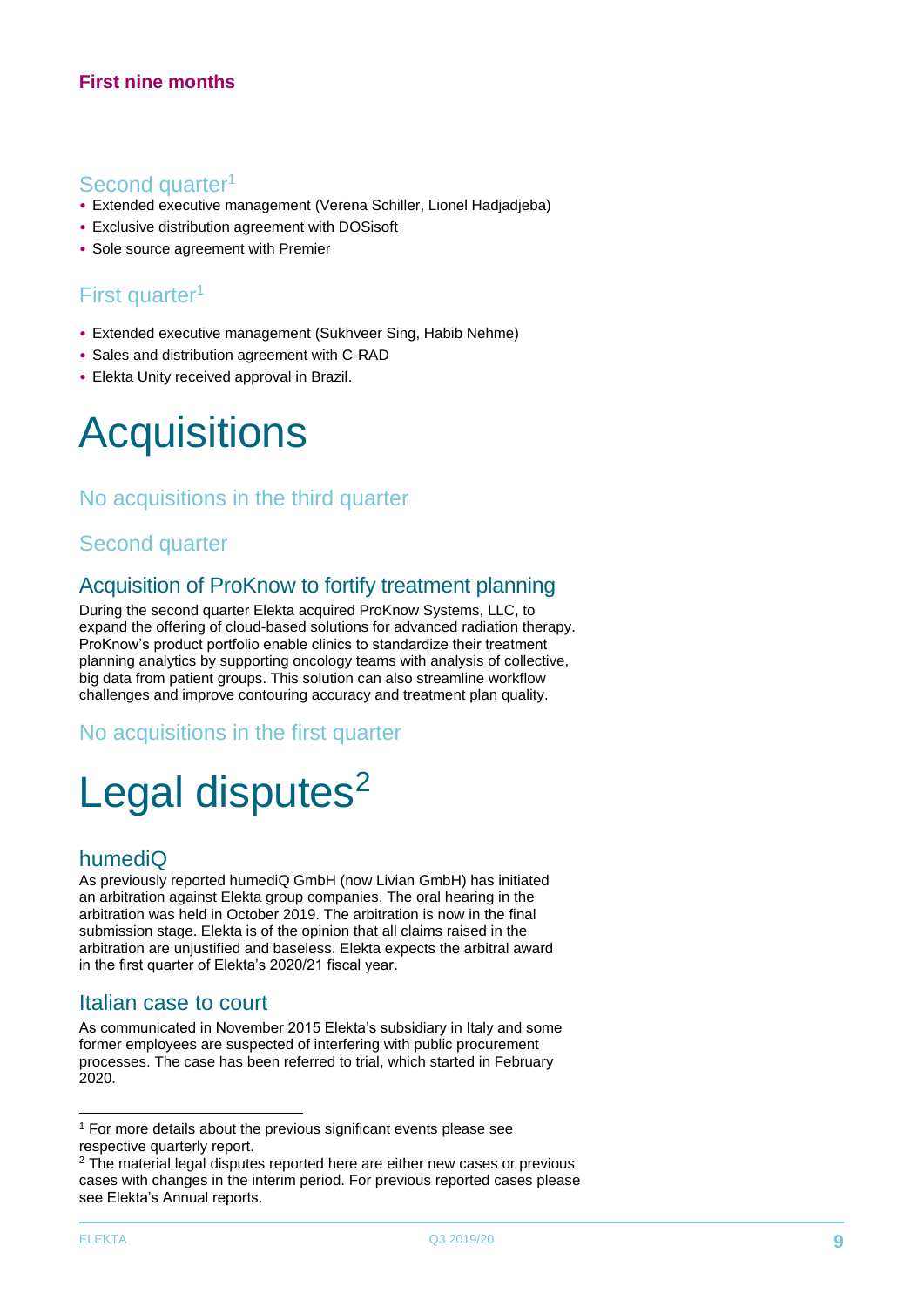**First nine months**

### Second quarter[1]

- Extended executive management (Verena Schiller, Lionel Hadjadjeba)
- Exclusive distribution agreement with DOSisoft
- Sole source agreement with Premier

### First quarter[1]

- Extended executive management (Sukhveer Sing, Habib Nehme)
- Sales and distribution agreement with C-RAD
- Elekta Unity received approval in Brazil.

# Acquisitions

### No acquisitions in the third quarter

### Second quarter

## Acquisition of ProKnow to fortify treatment planning

During the second quarter Elekta acquired ProKnow Systems, LLC, to expand the offering of cloud-based solutions for advanced radiation therapy. ProKnow's product portfolio enable clinics to standardize their treatment planning analytics by supporting oncology teams with analysis of collective, big data from patient groups. This solution can also streamline workflow challenges and improve contouring accuracy and treatment plan quality.

### No acquisitions in the first quarter

# Legal disputes[2]

## humediQ

As previously reported humediQ GmbH (now Livian GmbH) has initiated an arbitration against Elekta group companies. The oral hearing in the arbitration was held in October 2019. The arbitration is now in the final submission stage. Elekta is of the opinion that all claims raised in the arbitration are unjustified and baseless. Elekta expects the arbitral award in the first quarter of Elekta's 2020/21 fiscal year.

## Italian case to court

As communicated in November 2015 Elekta's subsidiary in Italy and some former employees are suspected of interfering with public procurement processes. The case has been referred to trial, which started in February 2020.

---

[1] For more details about the previous significant events please see respective quarterly report.

[2] The material legal disputes reported here are either new cases or previous cases with changes in the interim period. For previous reported cases please see Elekta's Annual reports.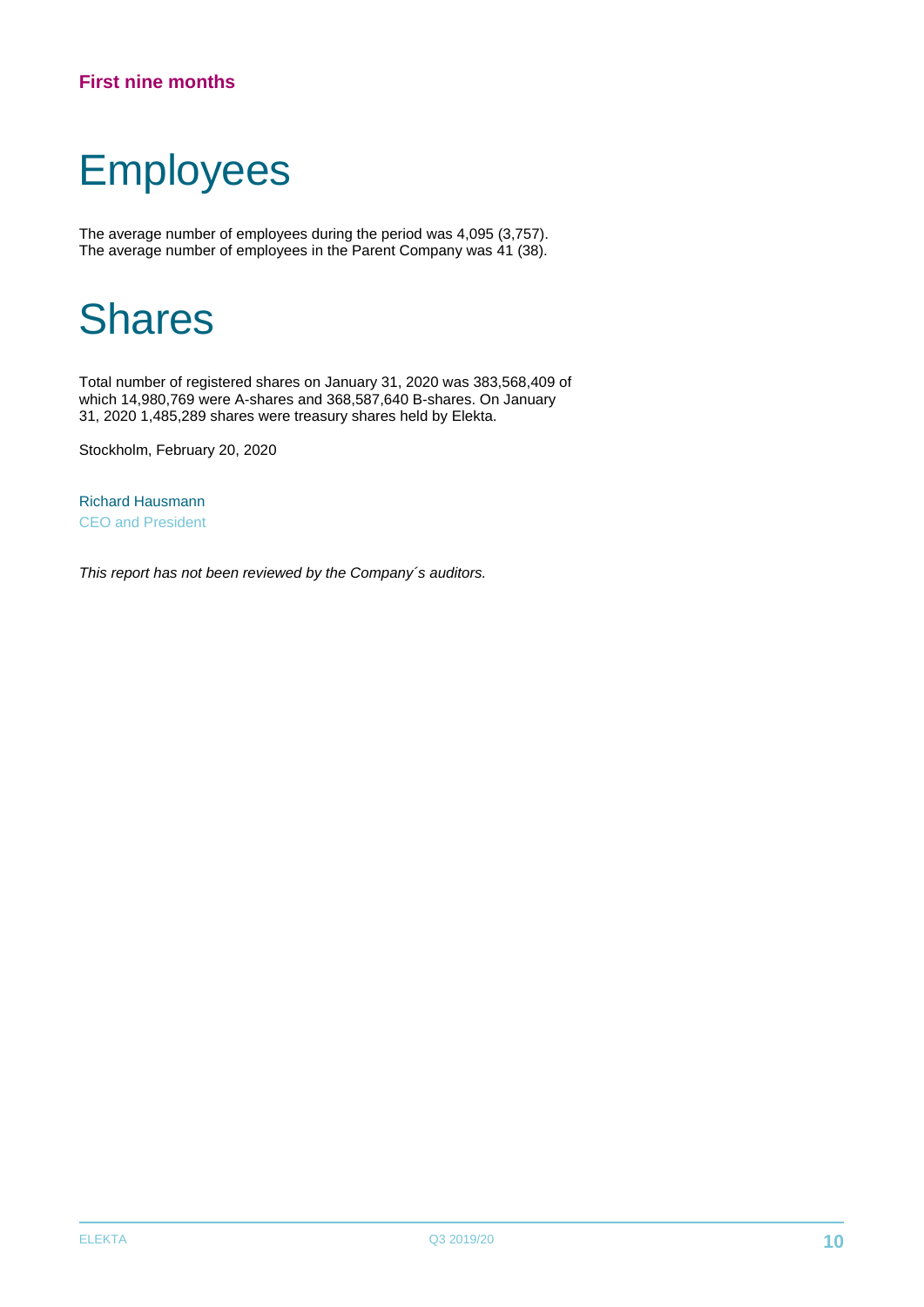**First nine months**

# Employees

The average number of employees during the period was 4,095 (3,757).
The average number of employees in the Parent Company was 41 (38).

# Shares

Total number of registered shares on January 31, 2020 was 383,568,409 of which 14,980,769 were A-shares and 368,587,640 B-shares. On January 31, 2020 1,485,289 shares were treasury shares held by Elekta.

Stockholm, February 20, 2020

Richard Hausmann
CEO and President

*This report has not been reviewed by the Company´s auditors.*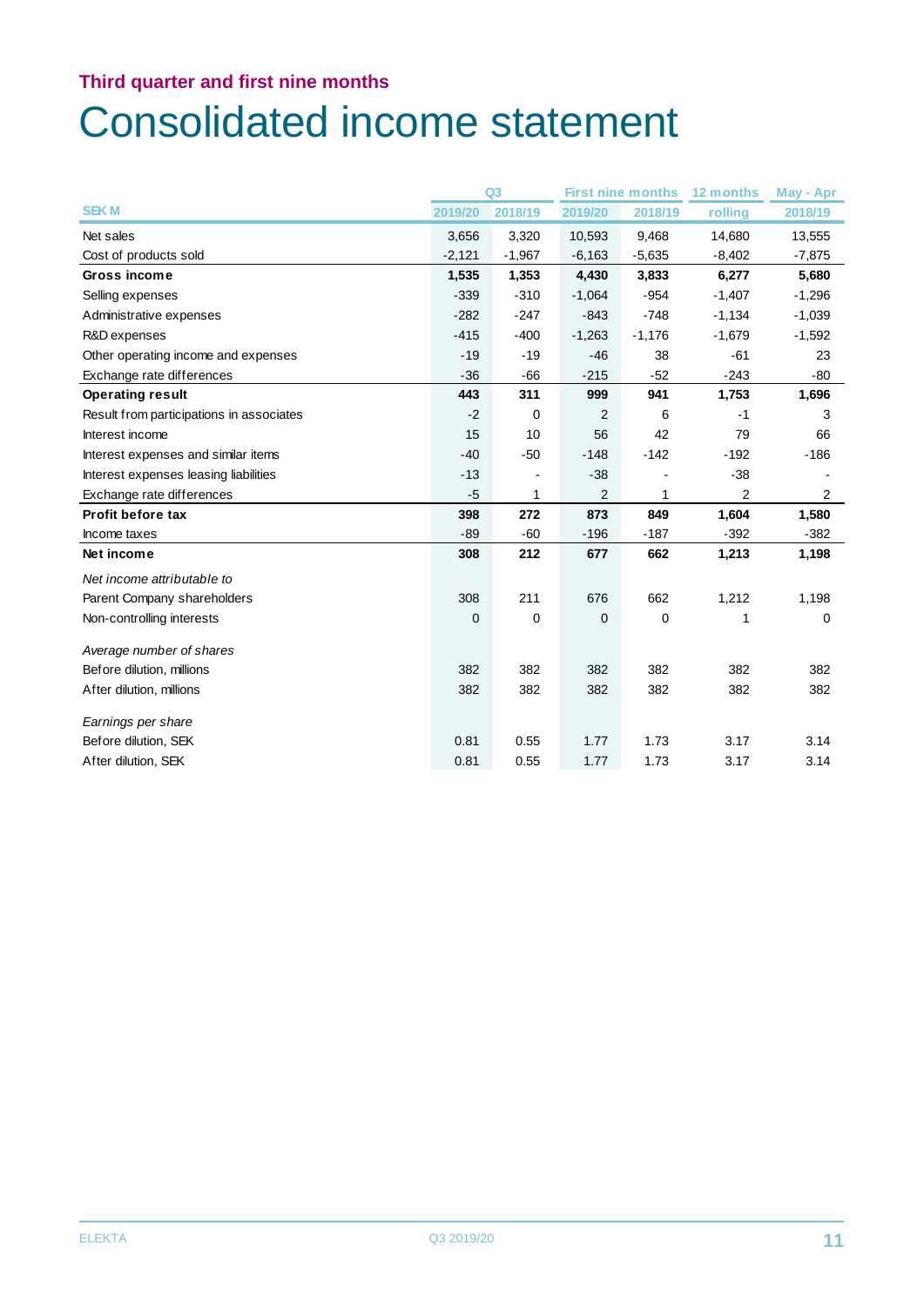### Third quarter and first nine months

# Consolidated income statement

| SEK M | Q3 2019/20 | Q3 2018/19 | First nine months 2019/20 | First nine months 2018/19 | 12 months rolling | May - Apr 2018/19 |
|---|---|---|---|---|---|---|
| Net sales | 3,656 | 3,320 | 10,593 | 9,468 | 14,680 | 13,555 |
| Cost of products sold | -2,121 | -1,967 | -6,163 | -5,635 | -8,402 | -7,875 |
| **Gross income** | **1,535** | **1,353** | **4,430** | **3,833** | **6,277** | **5,680** |
| Selling expenses | -339 | -310 | -1,064 | -954 | -1,407 | -1,296 |
| Administrative expenses | -282 | -247 | -843 | -748 | -1,134 | -1,039 |
| R&D expenses | -415 | -400 | -1,263 | -1,176 | -1,679 | -1,592 |
| Other operating income and expenses | -19 | -19 | -46 | 38 | -61 | 23 |
| Exchange rate differences | -36 | -66 | -215 | -52 | -243 | -80 |
| **Operating result** | **443** | **311** | **999** | **941** | **1,753** | **1,696** |
| Result from participations in associates | -2 | 0 | 2 | 6 | -1 | 3 |
| Interest income | 15 | 10 | 56 | 42 | 79 | 66 |
| Interest expenses and similar items | -40 | -50 | -148 | -142 | -192 | -186 |
| Interest expenses leasing liabilities | -13 | - | -38 | - | -38 | - |
| Exchange rate differences | -5 | 1 | 2 | 1 | 2 | 2 |
| **Profit before tax** | **398** | **272** | **873** | **849** | **1,604** | **1,580** |
| Income taxes | -89 | -60 | -196 | -187 | -392 | -382 |
| **Net income** | **308** | **212** | **677** | **662** | **1,213** | **1,198** |
| *Net income attributable to* | | | | | | |
| Parent Company shareholders | 308 | 211 | 676 | 662 | 1,212 | 1,198 |
| Non-controlling interests | 0 | 0 | 0 | 0 | 1 | 0 |
| *Average number of shares* | | | | | | |
| Before dilution, millions | 382 | 382 | 382 | 382 | 382 | 382 |
| After dilution, millions | 382 | 382 | 382 | 382 | 382 | 382 |
| *Earnings per share* | | | | | | |
| Before dilution, SEK | 0.81 | 0.55 | 1.77 | 1.73 | 3.17 | 3.14 |
| After dilution, SEK | 0.81 | 0.55 | 1.77 | 1.73 | 3.17 | 3.14 |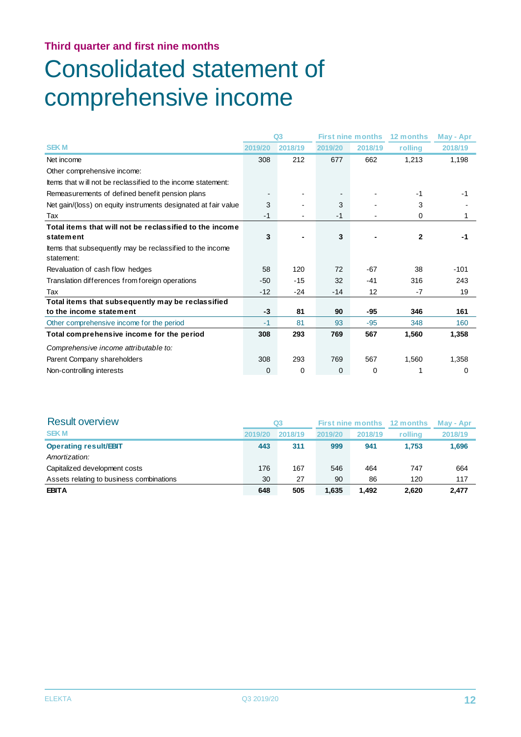### Third quarter and first nine months

# Consolidated statement of comprehensive income

| | Q3 | | First nine months | | 12 months | May - Apr |
|---|---|---|---|---|---|---|
| SEK M | 2019/20 | 2018/19 | 2019/20 | 2018/19 | rolling | 2018/19 |
| Net income | 308 | 212 | 677 | 662 | 1,213 | 1,198 |
| Other comprehensive income: | | | | | | |
| Items that will not be reclassified to the income statement: | | | | | | |
| Remeasurements of defined benefit pension plans | - | - | - | - | -1 | -1 |
| Net gain/(loss) on equity instruments designated at fair value | 3 | - | 3 | - | 3 | - |
| Tax | -1 | - | -1 | - | 0 | 1 |
| **Total items that will not be reclassified to the income statement** | **3** | **-** | **3** | **-** | **2** | **-1** |
| Items that subsequently may be reclassified to the income statement: | | | | | | |
| Revaluation of cash flow hedges | 58 | 120 | 72 | -67 | 38 | -101 |
| Translation differences from foreign operations | -50 | -15 | 32 | -41 | 316 | 243 |
| Tax | -12 | -24 | -14 | 12 | -7 | 19 |
| **Total items that subsequently may be reclassified to the income statement** | **-3** | **81** | **90** | **-95** | **346** | **161** |
| Other comprehensive income for the period | -1 | 81 | 93 | -95 | 348 | 160 |
| **Total comprehensive income for the period** | **308** | **293** | **769** | **567** | **1,560** | **1,358** |
| *Comprehensive income attributable to:* | | | | | | |
| Parent Company shareholders | 308 | 293 | 769 | 567 | 1,560 | 1,358 |
| Non-controlling interests | 0 | 0 | 0 | 0 | 1 | 0 |

## Result overview

| | Q3 | | First nine months | | 12 months | May - Apr |
|---|---|---|---|---|---|---|
| SEK M | 2019/20 | 2018/19 | 2019/20 | 2018/19 | rolling | 2018/19 |
| **Operating result/EBIT** | **443** | **311** | **999** | **941** | **1,753** | **1,696** |
| *Amortization:* | | | | | | |
| Capitalized development costs | 176 | 167 | 546 | 464 | 747 | 664 |
| Assets relating to business combinations | 30 | 27 | 90 | 86 | 120 | 117 |
| **EBITA** | **648** | **505** | **1,635** | **1,492** | **2,620** | **2,477** |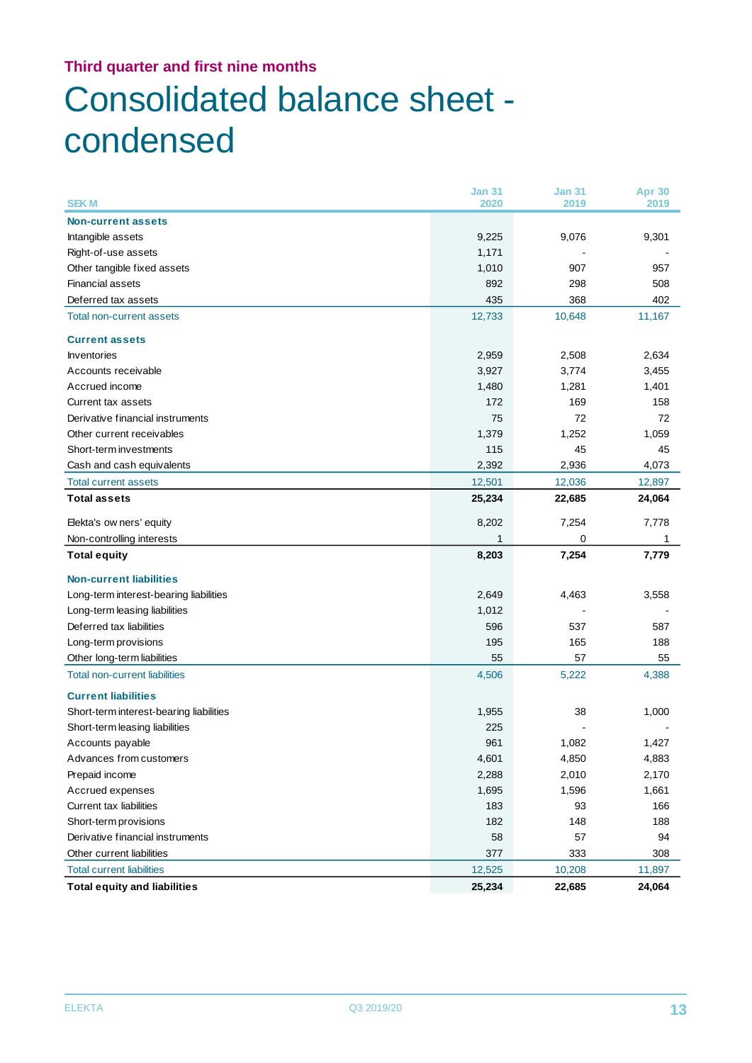Third quarter and first nine months

# Consolidated balance sheet - condensed

| SEK M | Jan 31 2020 | Jan 31 2019 | Apr 30 2019 |
|---|---|---|---|
| **Non-current assets** | | | |
| Intangible assets | 9,225 | 9,076 | 9,301 |
| Right-of-use assets | 1,171 | - | - |
| Other tangible fixed assets | 1,010 | 907 | 957 |
| Financial assets | 892 | 298 | 508 |
| Deferred tax assets | 435 | 368 | 402 |
| Total non-current assets | 12,733 | 10,648 | 11,167 |
| **Current assets** | | | |
| Inventories | 2,959 | 2,508 | 2,634 |
| Accounts receivable | 3,927 | 3,774 | 3,455 |
| Accrued income | 1,480 | 1,281 | 1,401 |
| Current tax assets | 172 | 169 | 158 |
| Derivative financial instruments | 75 | 72 | 72 |
| Other current receivables | 1,379 | 1,252 | 1,059 |
| Short-term investments | 115 | 45 | 45 |
| Cash and cash equivalents | 2,392 | 2,936 | 4,073 |
| Total current assets | 12,501 | 12,036 | 12,897 |
| **Total assets** | **25,234** | **22,685** | **24,064** |
| Elekta's owners' equity | 8,202 | 7,254 | 7,778 |
| Non-controlling interests | 1 | 0 | 1 |
| **Total equity** | **8,203** | **7,254** | **7,779** |
| **Non-current liabilities** | | | |
| Long-term interest-bearing liabilities | 2,649 | 4,463 | 3,558 |
| Long-term leasing liabilities | 1,012 | - | - |
| Deferred tax liabilities | 596 | 537 | 587 |
| Long-term provisions | 195 | 165 | 188 |
| Other long-term liabilities | 55 | 57 | 55 |
| Total non-current liabilities | 4,506 | 5,222 | 4,388 |
| **Current liabilities** | | | |
| Short-term interest-bearing liabilities | 1,955 | 38 | 1,000 |
| Short-term leasing liabilities | 225 | - | - |
| Accounts payable | 961 | 1,082 | 1,427 |
| Advances from customers | 4,601 | 4,850 | 4,883 |
| Prepaid income | 2,288 | 2,010 | 2,170 |
| Accrued expenses | 1,695 | 1,596 | 1,661 |
| Current tax liabilities | 183 | 93 | 166 |
| Short-term provisions | 182 | 148 | 188 |
| Derivative financial instruments | 58 | 57 | 94 |
| Other current liabilities | 377 | 333 | 308 |
| Total current liabilities | 12,525 | 10,208 | 11,897 |
| **Total equity and liabilities** | **25,234** | **22,685** | **24,064** |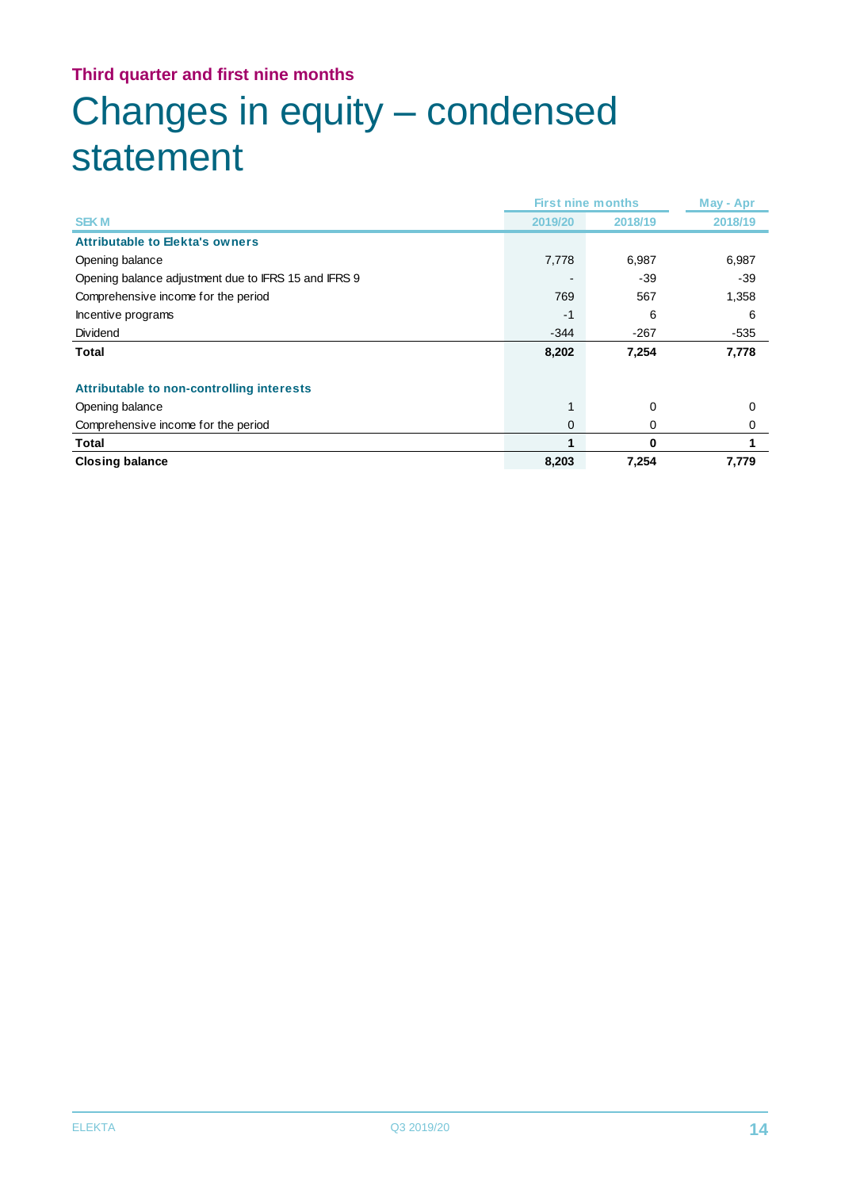**Third quarter and first nine months**

# Changes in equity – condensed statement

| | First nine months | | May - Apr |
|---|---|---|---|
| SEK M | 2019/20 | 2018/19 | 2018/19 |
| **Attributable to Elekta's owners** | | | |
| Opening balance | 7,778 | 6,987 | 6,987 |
| Opening balance adjustment due to IFRS 15 and IFRS 9 | - | -39 | -39 |
| Comprehensive income for the period | 769 | 567 | 1,358 |
| Incentive programs | -1 | 6 | 6 |
| Dividend | -344 | -267 | -535 |
| **Total** | **8,202** | **7,254** | **7,778** |
| | | | |
| **Attributable to non-controlling interests** | | | |
| Opening balance | 1 | 0 | 0 |
| Comprehensive income for the period | 0 | 0 | 0 |
| **Total** | **1** | **0** | **1** |
| **Closing balance** | **8,203** | **7,254** | **7,779** |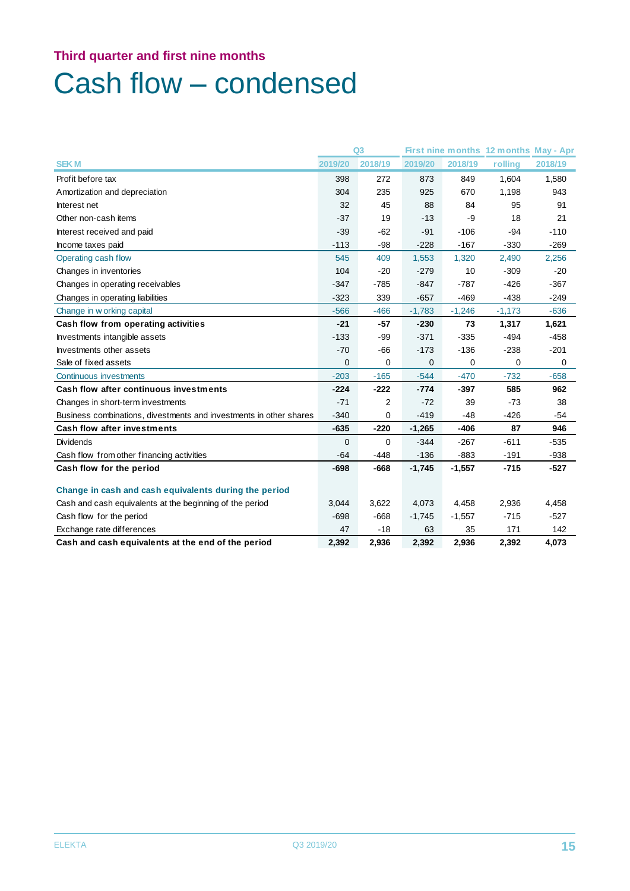## Third quarter and first nine months

# Cash flow – condensed

| SEK M | Q3 | | First nine months | | 12 months rolling | May - Apr |
|---|---|---|---|---|---|---|
| | 2019/20 | 2018/19 | 2019/20 | 2018/19 | | 2018/19 |
| Profit before tax | 398 | 272 | 873 | 849 | 1,604 | 1,580 |
| Amortization and depreciation | 304 | 235 | 925 | 670 | 1,198 | 943 |
| Interest net | 32 | 45 | 88 | 84 | 95 | 91 |
| Other non-cash items | -37 | 19 | -13 | -9 | 18 | 21 |
| Interest received and paid | -39 | -62 | -91 | -106 | -94 | -110 |
| Income taxes paid | -113 | -98 | -228 | -167 | -330 | -269 |
| Operating cash flow | 545 | 409 | 1,553 | 1,320 | 2,490 | 2,256 |
| Changes in inventories | 104 | -20 | -279 | 10 | -309 | -20 |
| Changes in operating receivables | -347 | -785 | -847 | -787 | -426 | -367 |
| Changes in operating liabilities | -323 | 339 | -657 | -469 | -438 | -249 |
| Change in working capital | -566 | -466 | -1,783 | -1,246 | -1,173 | -636 |
| **Cash flow from operating activities** | **-21** | **-57** | **-230** | **73** | **1,317** | **1,621** |
| Investments intangible assets | -133 | -99 | -371 | -335 | -494 | -458 |
| Investments other assets | -70 | -66 | -173 | -136 | -238 | -201 |
| Sale of fixed assets | 0 | 0 | 0 | 0 | 0 | 0 |
| Continuous investments | -203 | -165 | -544 | -470 | -732 | -658 |
| **Cash flow after continuous investments** | **-224** | **-222** | **-774** | **-397** | **585** | **962** |
| Changes in short-term investments | -71 | 2 | -72 | 39 | -73 | 38 |
| Business combinations, divestments and investments in other shares | -340 | 0 | -419 | -48 | -426 | -54 |
| **Cash flow after investments** | **-635** | **-220** | **-1,265** | **-406** | **87** | **946** |
| Dividends | 0 | 0 | -344 | -267 | -611 | -535 |
| Cash flow from other financing activities | -64 | -448 | -136 | -883 | -191 | -938 |
| **Cash flow for the period** | **-698** | **-668** | **-1,745** | **-1,557** | **-715** | **-527** |
| | | | | | | |
| **Change in cash and cash equivalents during the period** | | | | | | |
| Cash and cash equivalents at the beginning of the period | 3,044 | 3,622 | 4,073 | 4,458 | 2,936 | 4,458 |
| Cash flow for the period | -698 | -668 | -1,745 | -1,557 | -715 | -527 |
| Exchange rate differences | 47 | -18 | 63 | 35 | 171 | 142 |
| **Cash and cash equivalents at the end of the period** | **2,392** | **2,936** | **2,392** | **2,936** | **2,392** | **4,073** |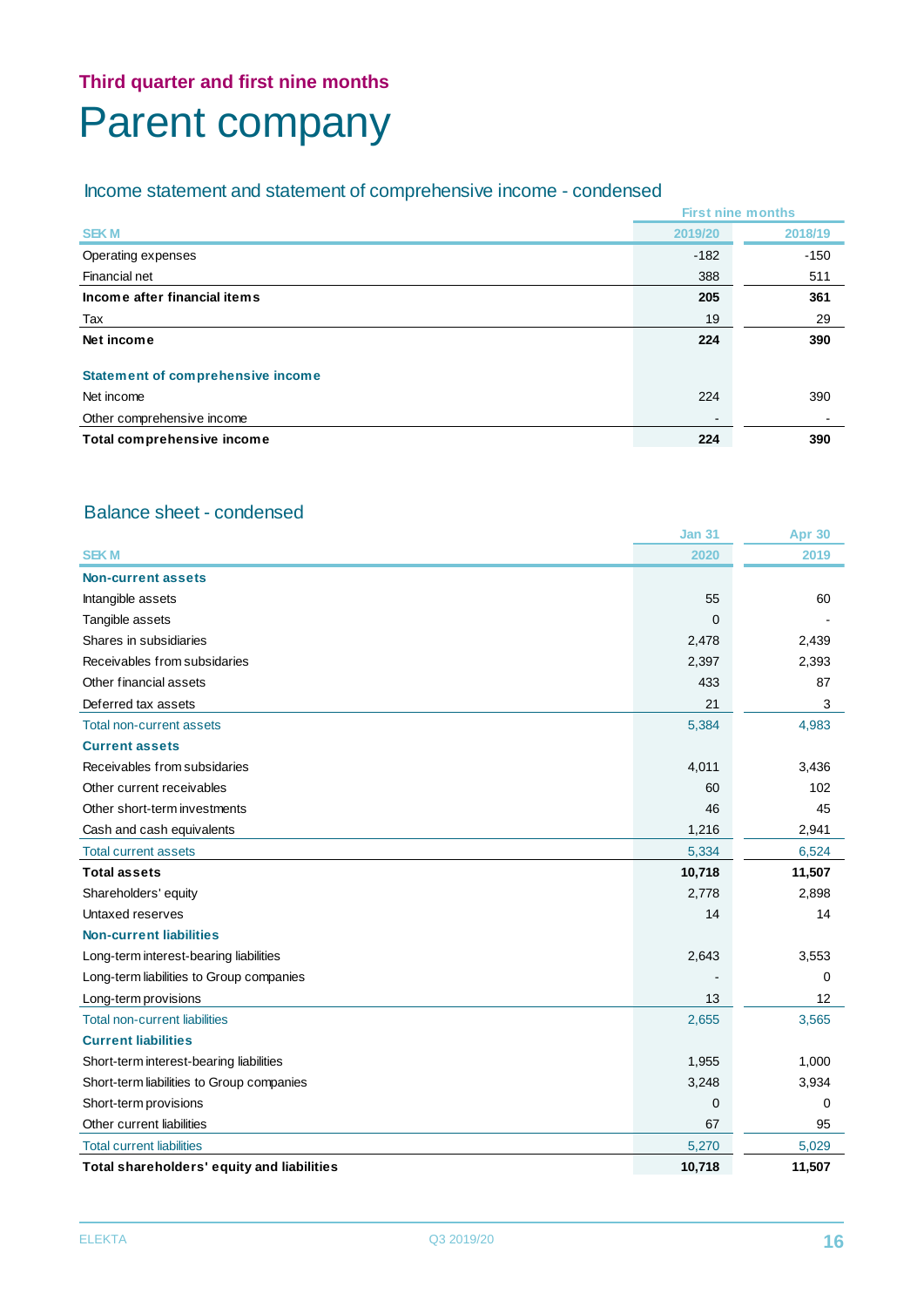Third quarter and first nine months

# Parent company

## Income statement and statement of comprehensive income - condensed

| | First nine months | |
|---|---|---|
| SEK M | 2019/20 | 2018/19 |
| Operating expenses | -182 | -150 |
| Financial net | 388 | 511 |
| **Income after financial items** | **205** | **361** |
| Tax | 19 | 29 |
| **Net income** | **224** | **390** |
| | | |
| **Statement of comprehensive income** | | |
| Net income | 224 | 390 |
| Other comprehensive income | - | - |
| **Total comprehensive income** | **224** | **390** |

## Balance sheet - condensed

| | Jan 31 | Apr 30 |
|---|---|---|
| SEK M | 2020 | 2019 |
| **Non-current assets** | | |
| Intangible assets | 55 | 60 |
| Tangible assets | 0 | - |
| Shares in subsidiaries | 2,478 | 2,439 |
| Receivables from subsidaries | 2,397 | 2,393 |
| Other financial assets | 433 | 87 |
| Deferred tax assets | 21 | 3 |
| Total non-current assets | 5,384 | 4,983 |
| **Current assets** | | |
| Receivables from subsidaries | 4,011 | 3,436 |
| Other current receivables | 60 | 102 |
| Other short-term investments | 46 | 45 |
| Cash and cash equivalents | 1,216 | 2,941 |
| Total current assets | 5,334 | 6,524 |
| **Total assets** | **10,718** | **11,507** |
| Shareholders' equity | 2,778 | 2,898 |
| Untaxed reserves | 14 | 14 |
| **Non-current liabilities** | | |
| Long-term interest-bearing liabilities | 2,643 | 3,553 |
| Long-term liabilities to Group companies | - | 0 |
| Long-term provisions | 13 | 12 |
| Total non-current liabilities | 2,655 | 3,565 |
| **Current liabilities** | | |
| Short-term interest-bearing liabilities | 1,955 | 1,000 |
| Short-term liabilities to Group companies | 3,248 | 3,934 |
| Short-term provisions | 0 | 0 |
| Other current liabilities | 67 | 95 |
| Total current liabilities | 5,270 | 5,029 |
| **Total shareholders' equity and liabilities** | **10,718** | **11,507** |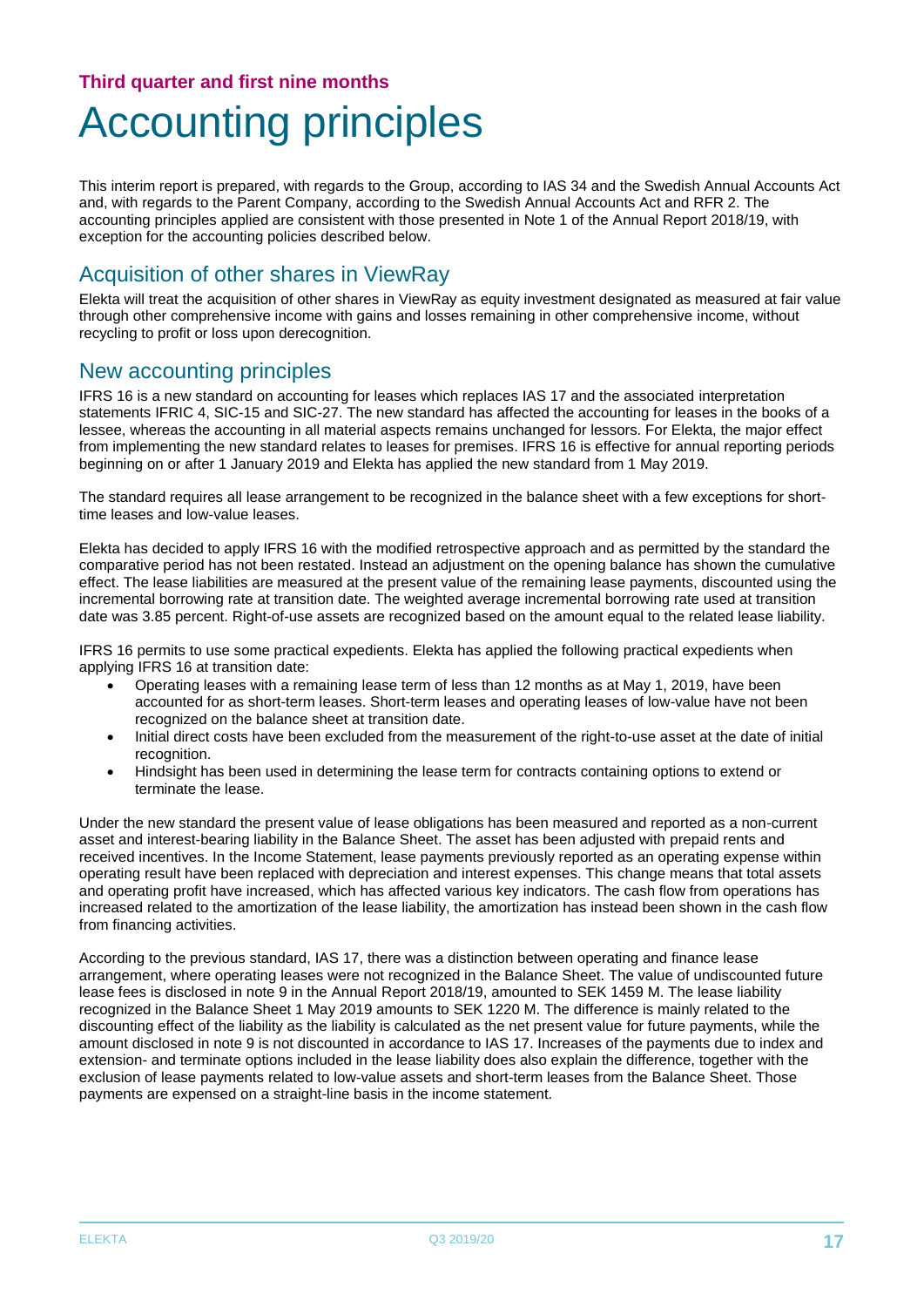### Third quarter and first nine months

# Accounting principles

This interim report is prepared, with regards to the Group, according to IAS 34 and the Swedish Annual Accounts Act and, with regards to the Parent Company, according to the Swedish Annual Accounts Act and RFR 2. The accounting principles applied are consistent with those presented in Note 1 of the Annual Report 2018/19, with exception for the accounting policies described below.

## Acquisition of other shares in ViewRay

Elekta will treat the acquisition of other shares in ViewRay as equity investment designated as measured at fair value through other comprehensive income with gains and losses remaining in other comprehensive income, without recycling to profit or loss upon derecognition.

## New accounting principles

IFRS 16 is a new standard on accounting for leases which replaces IAS 17 and the associated interpretation statements IFRIC 4, SIC-15 and SIC-27. The new standard has affected the accounting for leases in the books of a lessee, whereas the accounting in all material aspects remains unchanged for lessors. For Elekta, the major effect from implementing the new standard relates to leases for premises. IFRS 16 is effective for annual reporting periods beginning on or after 1 January 2019 and Elekta has applied the new standard from 1 May 2019.

The standard requires all lease arrangement to be recognized in the balance sheet with a few exceptions for short-time leases and low-value leases.

Elekta has decided to apply IFRS 16 with the modified retrospective approach and as permitted by the standard the comparative period has not been restated. Instead an adjustment on the opening balance has shown the cumulative effect. The lease liabilities are measured at the present value of the remaining lease payments, discounted using the incremental borrowing rate at transition date. The weighted average incremental borrowing rate used at transition date was 3.85 percent. Right-of-use assets are recognized based on the amount equal to the related lease liability.

IFRS 16 permits to use some practical expedients. Elekta has applied the following practical expedients when applying IFRS 16 at transition date:

- Operating leases with a remaining lease term of less than 12 months as at May 1, 2019, have been accounted for as short-term leases. Short-term leases and operating leases of low-value have not been recognized on the balance sheet at transition date.
- Initial direct costs have been excluded from the measurement of the right-to-use asset at the date of initial recognition.
- Hindsight has been used in determining the lease term for contracts containing options to extend or terminate the lease.

Under the new standard the present value of lease obligations has been measured and reported as a non-current asset and interest-bearing liability in the Balance Sheet. The asset has been adjusted with prepaid rents and received incentives. In the Income Statement, lease payments previously reported as an operating expense within operating result have been replaced with depreciation and interest expenses. This change means that total assets and operating profit have increased, which has affected various key indicators. The cash flow from operations has increased related to the amortization of the lease liability, the amortization has instead been shown in the cash flow from financing activities.

According to the previous standard, IAS 17, there was a distinction between operating and finance lease arrangement, where operating leases were not recognized in the Balance Sheet. The value of undiscounted future lease fees is disclosed in note 9 in the Annual Report 2018/19, amounted to SEK 1459 M. The lease liability recognized in the Balance Sheet 1 May 2019 amounts to SEK 1220 M. The difference is mainly related to the discounting effect of the liability as the liability is calculated as the net present value for future payments, while the amount disclosed in note 9 is not discounted in accordance to IAS 17. Increases of the payments due to index and extension- and terminate options included in the lease liability does also explain the difference, together with the exclusion of lease payments related to low-value assets and short-term leases from the Balance Sheet. Those payments are expensed on a straight-line basis in the income statement.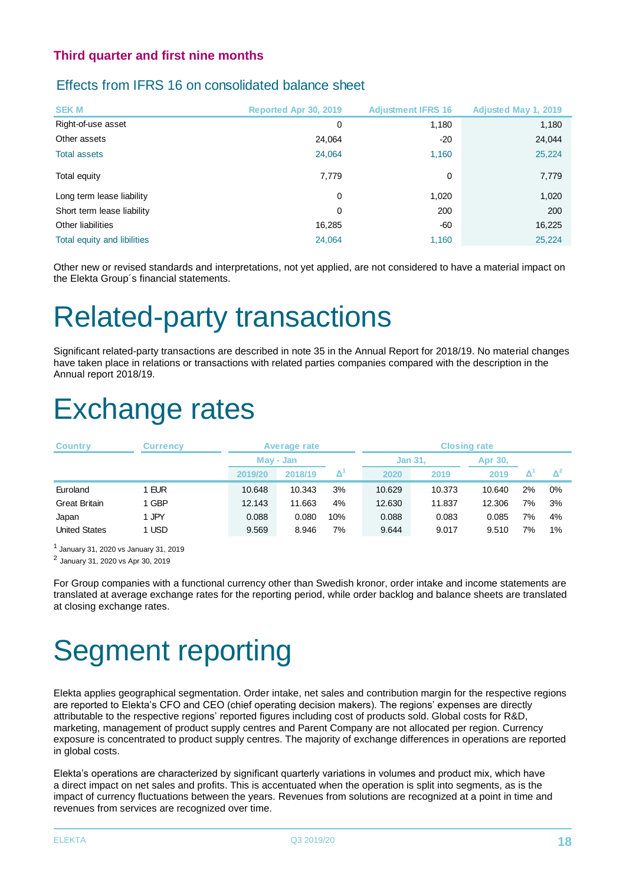### Third quarter and first nine months

## Effects from IFRS 16 on consolidated balance sheet

| SEK M | Reported Apr 30, 2019 | Adjustment IFRS 16 | Adjusted May 1, 2019 |
|---|---|---|---|
| Right-of-use asset | 0 | 1,180 | 1,180 |
| Other assets | 24,064 | -20 | 24,044 |
| Total assets | 24,064 | 1,160 | 25,224 |
| Total equity | 7,779 | 0 | 7,779 |
| Long term lease liability | 0 | 1,020 | 1,020 |
| Short term lease liability | 0 | 200 | 200 |
| Other liabilities | 16,285 | -60 | 16,225 |
| Total equity and libilities | 24,064 | 1,160 | 25,224 |

Other new or revised standards and interpretations, not yet applied, are not considered to have a material impact on the Elekta Group´s financial statements.

# Related-party transactions

Significant related-party transactions are described in note 35 in the Annual Report for 2018/19. No material changes have taken place in relations or transactions with related parties companies compared with the description in the Annual report 2018/19.

# Exchange rates

| Country | Currency | Average rate | | | Closing rate | | | | |
|---|---|---|---|---|---|---|---|---|---|
| | | May - Jan | | | Jan 31, | | Apr 30, | | |
| | | 2019/20 | 2018/19 | Δ[1] | 2020 | 2019 | 2019 | Δ[1] | Δ[2] |
| Euroland | 1 EUR | 10.648 | 10.343 | 3% | 10.629 | 10.373 | 10.640 | 2% | 0% |
| Great Britain | 1 GBP | 12.143 | 11.663 | 4% | 12.630 | 11.837 | 12.306 | 7% | 3% |
| Japan | 1 JPY | 0.088 | 0.080 | 10% | 0.088 | 0.083 | 0.085 | 7% | 4% |
| United States | 1 USD | 9.569 | 8.946 | 7% | 9.644 | 9.017 | 9.510 | 7% | 1% |

[1] January 31, 2020 vs January 31, 2019

[2] January 31, 2020 vs Apr 30, 2019

For Group companies with a functional currency other than Swedish kronor, order intake and income statements are translated at average exchange rates for the reporting period, while order backlog and balance sheets are translated at closing exchange rates.

# Segment reporting

Elekta applies geographical segmentation. Order intake, net sales and contribution margin for the respective regions are reported to Elekta's CFO and CEO (chief operating decision makers). The regions' expenses are directly attributable to the respective regions' reported figures including cost of products sold. Global costs for R&D, marketing, management of product supply centres and Parent Company are not allocated per region. Currency exposure is concentrated to product supply centres. The majority of exchange differences in operations are reported in global costs.

Elekta's operations are characterized by significant quarterly variations in volumes and product mix, which have a direct impact on net sales and profits. This is accentuated when the operation is split into segments, as is the impact of currency fluctuations between the years. Revenues from solutions are recognized at a point in time and revenues from services are recognized over time.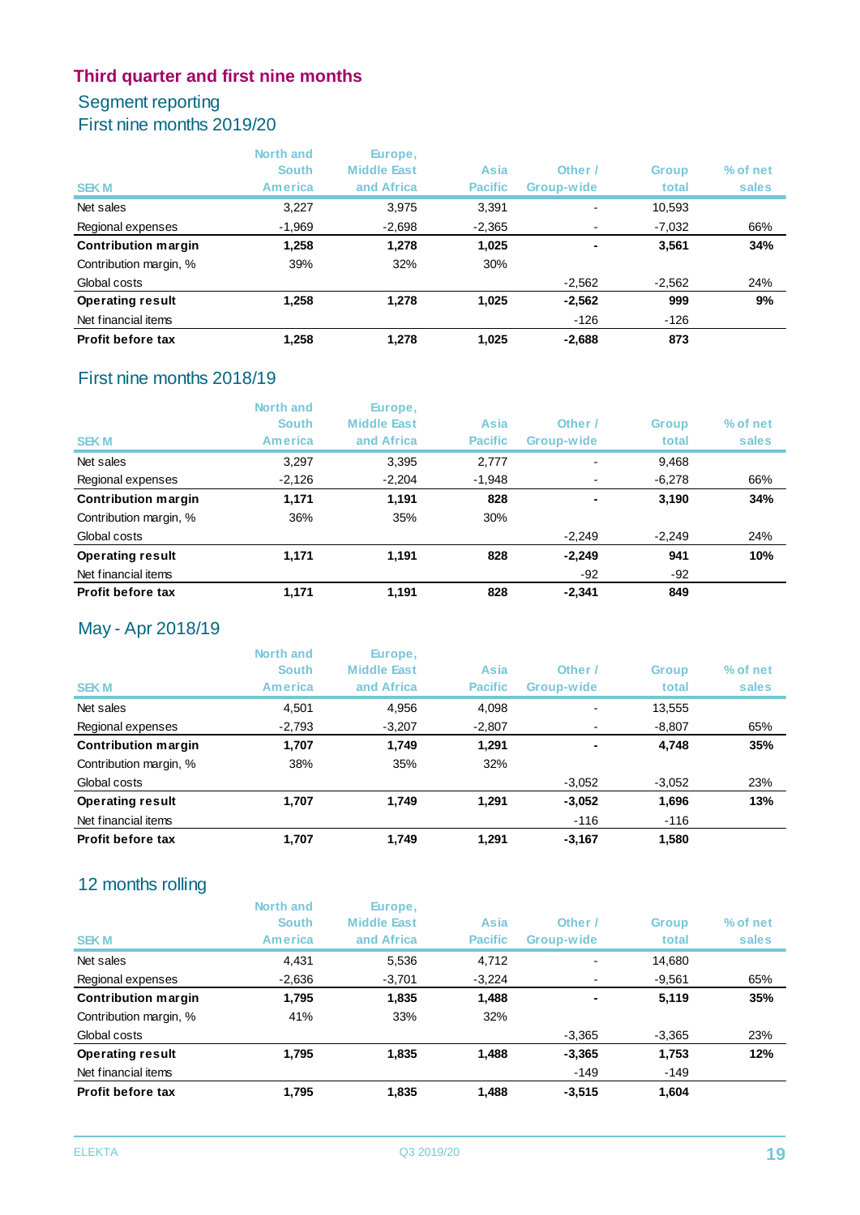## Third quarter and first nine months

### Segment reporting

### First nine months 2019/20

| SEK M | North and South America | Europe, Middle East and Africa | Asia Pacific | Other / Group-wide | Group total | % of net sales |
|---|---|---|---|---|---|---|
| Net sales | 3,227 | 3,975 | 3,391 | - | 10,593 | |
| Regional expenses | -1,969 | -2,698 | -2,365 | - | -7,032 | 66% |
| **Contribution margin** | **1,258** | **1,278** | **1,025** | **-** | **3,561** | **34%** |
| Contribution margin, % | 39% | 32% | 30% | | | |
| Global costs | | | | -2,562 | -2,562 | 24% |
| **Operating result** | **1,258** | **1,278** | **1,025** | **-2,562** | **999** | **9%** |
| Net financial items | | | | -126 | -126 | |
| **Profit before tax** | **1,258** | **1,278** | **1,025** | **-2,688** | **873** | |

### First nine months 2018/19

| SEK M | North and South America | Europe, Middle East and Africa | Asia Pacific | Other / Group-wide | Group total | % of net sales |
|---|---|---|---|---|---|---|
| Net sales | 3,297 | 3,395 | 2,777 | - | 9,468 | |
| Regional expenses | -2,126 | -2,204 | -1,948 | - | -6,278 | 66% |
| **Contribution margin** | **1,171** | **1,191** | **828** | **-** | **3,190** | **34%** |
| Contribution margin, % | 36% | 35% | 30% | | | |
| Global costs | | | | -2,249 | -2,249 | 24% |
| **Operating result** | **1,171** | **1,191** | **828** | **-2,249** | **941** | **10%** |
| Net financial items | | | | -92 | -92 | |
| **Profit before tax** | **1,171** | **1,191** | **828** | **-2,341** | **849** | |

### May - Apr 2018/19

| SEK M | North and South America | Europe, Middle East and Africa | Asia Pacific | Other / Group-wide | Group total | % of net sales |
|---|---|---|---|---|---|---|
| Net sales | 4,501 | 4,956 | 4,098 | - | 13,555 | |
| Regional expenses | -2,793 | -3,207 | -2,807 | - | -8,807 | 65% |
| **Contribution margin** | **1,707** | **1,749** | **1,291** | **-** | **4,748** | **35%** |
| Contribution margin, % | 38% | 35% | 32% | | | |
| Global costs | | | | -3,052 | -3,052 | 23% |
| **Operating result** | **1,707** | **1,749** | **1,291** | **-3,052** | **1,696** | **13%** |
| Net financial items | | | | -116 | -116 | |
| **Profit before tax** | **1,707** | **1,749** | **1,291** | **-3,167** | **1,580** | |

### 12 months rolling

| SEK M | North and South America | Europe, Middle East and Africa | Asia Pacific | Other / Group-wide | Group total | % of net sales |
|---|---|---|---|---|---|---|
| Net sales | 4,431 | 5,536 | 4,712 | - | 14,680 | |
| Regional expenses | -2,636 | -3,701 | -3,224 | - | -9,561 | 65% |
| **Contribution margin** | **1,795** | **1,835** | **1,488** | **-** | **5,119** | **35%** |
| Contribution margin, % | 41% | 33% | 32% | | | |
| Global costs | | | | -3,365 | -3,365 | 23% |
| **Operating result** | **1,795** | **1,835** | **1,488** | **-3,365** | **1,753** | **12%** |
| Net financial items | | | | -149 | -149 | |
| **Profit before tax** | **1,795** | **1,835** | **1,488** | **-3,515** | **1,604** | |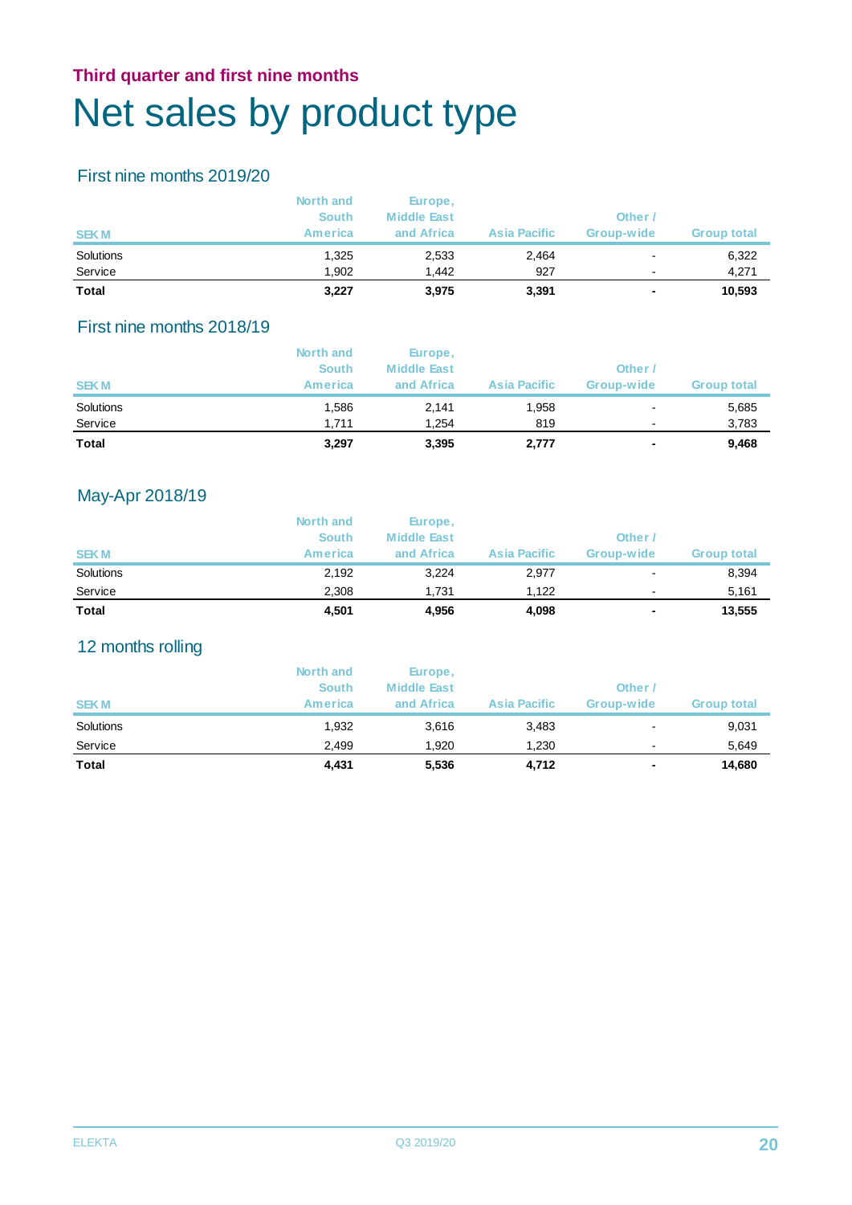**Third quarter and first nine months**

# Net sales by product type

## First nine months 2019/20

| SEK M | North and South America | Europe, Middle East and Africa | Asia Pacific | Other / Group-wide | Group total |
|---|---|---|---|---|---|
| Solutions | 1,325 | 2,533 | 2,464 | - | 6,322 |
| Service | 1,902 | 1,442 | 927 | - | 4,271 |
| **Total** | **3,227** | **3,975** | **3,391** | **-** | **10,593** |

## First nine months 2018/19

| SEK M | North and South America | Europe, Middle East and Africa | Asia Pacific | Other / Group-wide | Group total |
|---|---|---|---|---|---|
| Solutions | 1,586 | 2,141 | 1,958 | - | 5,685 |
| Service | 1,711 | 1,254 | 819 | - | 3,783 |
| **Total** | **3,297** | **3,395** | **2,777** | **-** | **9,468** |

## May-Apr 2018/19

| SEK M | North and South America | Europe, Middle East and Africa | Asia Pacific | Other / Group-wide | Group total |
|---|---|---|---|---|---|
| Solutions | 2,192 | 3,224 | 2,977 | - | 8,394 |
| Service | 2,308 | 1,731 | 1,122 | - | 5,161 |
| **Total** | **4,501** | **4,956** | **4,098** | **-** | **13,555** |

## 12 months rolling

| SEK M | North and South America | Europe, Middle East and Africa | Asia Pacific | Other / Group-wide | Group total |
|---|---|---|---|---|---|
| Solutions | 1,932 | 3,616 | 3,483 | - | 9,031 |
| Service | 2,499 | 1,920 | 1,230 | - | 5,649 |
| **Total** | **4,431** | **5,536** | **4,712** | **-** | **14,680** |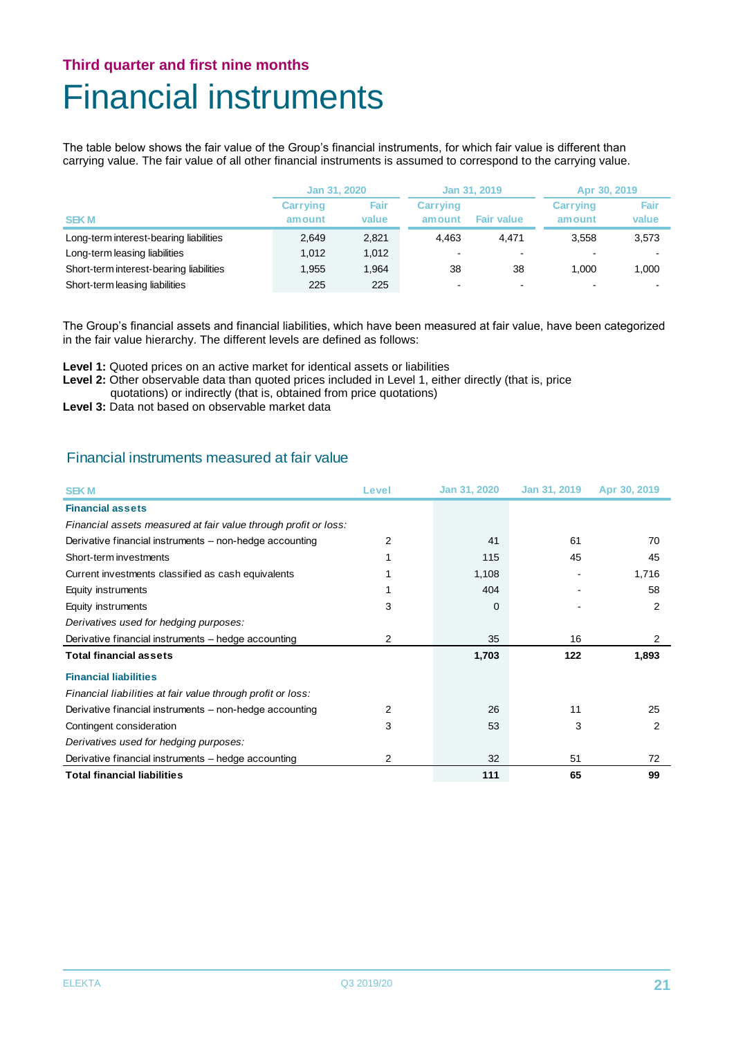### Third quarter and first nine months

# Financial instruments

The table below shows the fair value of the Group's financial instruments, for which fair value is different than carrying value. The fair value of all other financial instruments is assumed to correspond to the carrying value.

| | Jan 31, 2020 | | Jan 31, 2019 | | Apr 30, 2019 | |
|---|---|---|---|---|---|---|
| SEK M | Carrying amount | Fair value | Carrying amount | Fair value | Carrying amount | Fair value |
| Long-term interest-bearing liabilities | 2,649 | 2,821 | 4,463 | 4,471 | 3,558 | 3,573 |
| Long-term leasing liabilities | 1,012 | 1,012 | - | - | - | - |
| Short-term interest-bearing liabilities | 1,955 | 1,964 | 38 | 38 | 1,000 | 1,000 |
| Short-term leasing liabilities | 225 | 225 | - | - | - | - |

The Group's financial assets and financial liabilities, which have been measured at fair value, have been categorized in the fair value hierarchy. The different levels are defined as follows:

**Level 1:** Quoted prices on an active market for identical assets or liabilities
**Level 2:** Other observable data than quoted prices included in Level 1, either directly (that is, price quotations) or indirectly (that is, obtained from price quotations)
**Level 3:** Data not based on observable market data

## Financial instruments measured at fair value

| SEK M | Level | Jan 31, 2020 | Jan 31, 2019 | Apr 30, 2019 |
|---|---|---|---|---|
| **Financial assets** | | | | |
| *Financial assets measured at fair value through profit or loss:* | | | | |
| Derivative financial instruments – non-hedge accounting | 2 | 41 | 61 | 70 |
| Short-term investments | 1 | 115 | 45 | 45 |
| Current investments classified as cash equivalents | 1 | 1,108 | - | 1,716 |
| Equity instruments | 1 | 404 | - | 58 |
| Equity instruments | 3 | 0 | - | 2 |
| *Derivatives used for hedging purposes:* | | | | |
| Derivative financial instruments – hedge accounting | 2 | 35 | 16 | 2 |
| **Total financial assets** | | **1,703** | **122** | **1,893** |
| **Financial liabilities** | | | | |
| *Financial liabilities at fair value through profit or loss:* | | | | |
| Derivative financial instruments – non-hedge accounting | 2 | 26 | 11 | 25 |
| Contingent consideration | 3 | 53 | 3 | 2 |
| *Derivatives used for hedging purposes:* | | | | |
| Derivative financial instruments – hedge accounting | 2 | 32 | 51 | 72 |
| **Total financial liabilities** | | **111** | **65** | **99** |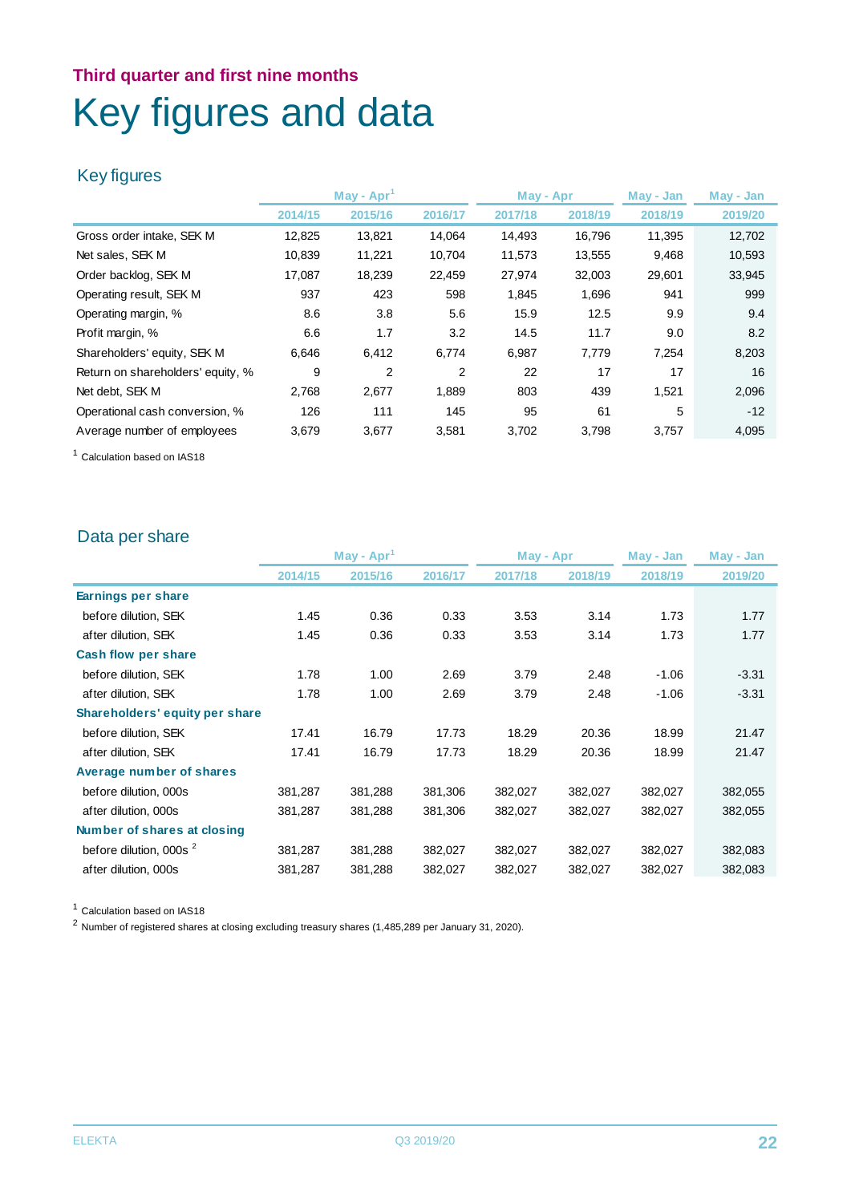### Third quarter and first nine months

# Key figures and data

## Key figures

| | May - Apr[1] | | | May - Apr | | May - Jan | May - Jan |
|---|---|---|---|---|---|---|---|
| | 2014/15 | 2015/16 | 2016/17 | 2017/18 | 2018/19 | 2018/19 | 2019/20 |
| Gross order intake, SEK M | 12,825 | 13,821 | 14,064 | 14,493 | 16,796 | 11,395 | 12,702 |
| Net sales, SEK M | 10,839 | 11,221 | 10,704 | 11,573 | 13,555 | 9,468 | 10,593 |
| Order backlog, SEK M | 17,087 | 18,239 | 22,459 | 27,974 | 32,003 | 29,601 | 33,945 |
| Operating result, SEK M | 937 | 423 | 598 | 1,845 | 1,696 | 941 | 999 |
| Operating margin, % | 8.6 | 3.8 | 5.6 | 15.9 | 12.5 | 9.9 | 9.4 |
| Profit margin, % | 6.6 | 1.7 | 3.2 | 14.5 | 11.7 | 9.0 | 8.2 |
| Shareholders' equity, SEK M | 6,646 | 6,412 | 6,774 | 6,987 | 7,779 | 7,254 | 8,203 |
| Return on shareholders' equity, % | 9 | 2 | 2 | 22 | 17 | 17 | 16 |
| Net debt, SEK M | 2,768 | 2,677 | 1,889 | 803 | 439 | 1,521 | 2,096 |
| Operational cash conversion, % | 126 | 111 | 145 | 95 | 61 | 5 | -12 |
| Average number of employees | 3,679 | 3,677 | 3,581 | 3,702 | 3,798 | 3,757 | 4,095 |

[1] Calculation based on IAS18

## Data per share

| | May - Apr[1] | | | May - Apr | | May - Jan | May - Jan |
|---|---|---|---|---|---|---|---|
| | 2014/15 | 2015/16 | 2016/17 | 2017/18 | 2018/19 | 2018/19 | 2019/20 |
| **Earnings per share** | | | | | | | |
| before dilution, SEK | 1.45 | 0.36 | 0.33 | 3.53 | 3.14 | 1.73 | 1.77 |
| after dilution, SEK | 1.45 | 0.36 | 0.33 | 3.53 | 3.14 | 1.73 | 1.77 |
| **Cash flow per share** | | | | | | | |
| before dilution, SEK | 1.78 | 1.00 | 2.69 | 3.79 | 2.48 | -1.06 | -3.31 |
| after dilution, SEK | 1.78 | 1.00 | 2.69 | 3.79 | 2.48 | -1.06 | -3.31 |
| **Shareholders' equity per share** | | | | | | | |
| before dilution, SEK | 17.41 | 16.79 | 17.73 | 18.29 | 20.36 | 18.99 | 21.47 |
| after dilution, SEK | 17.41 | 16.79 | 17.73 | 18.29 | 20.36 | 18.99 | 21.47 |
| **Average number of shares** | | | | | | | |
| before dilution, 000s | 381,287 | 381,288 | 381,306 | 382,027 | 382,027 | 382,027 | 382,055 |
| after dilution, 000s | 381,287 | 381,288 | 381,306 | 382,027 | 382,027 | 382,027 | 382,055 |
| **Number of shares at closing** | | | | | | | |
| before dilution, 000s[2] | 381,287 | 381,288 | 382,027 | 382,027 | 382,027 | 382,027 | 382,083 |
| after dilution, 000s | 381,287 | 381,288 | 382,027 | 382,027 | 382,027 | 382,027 | 382,083 |

[1] Calculation based on IAS18

[2] Number of registered shares at closing excluding treasury shares (1,485,289 per January 31, 2020).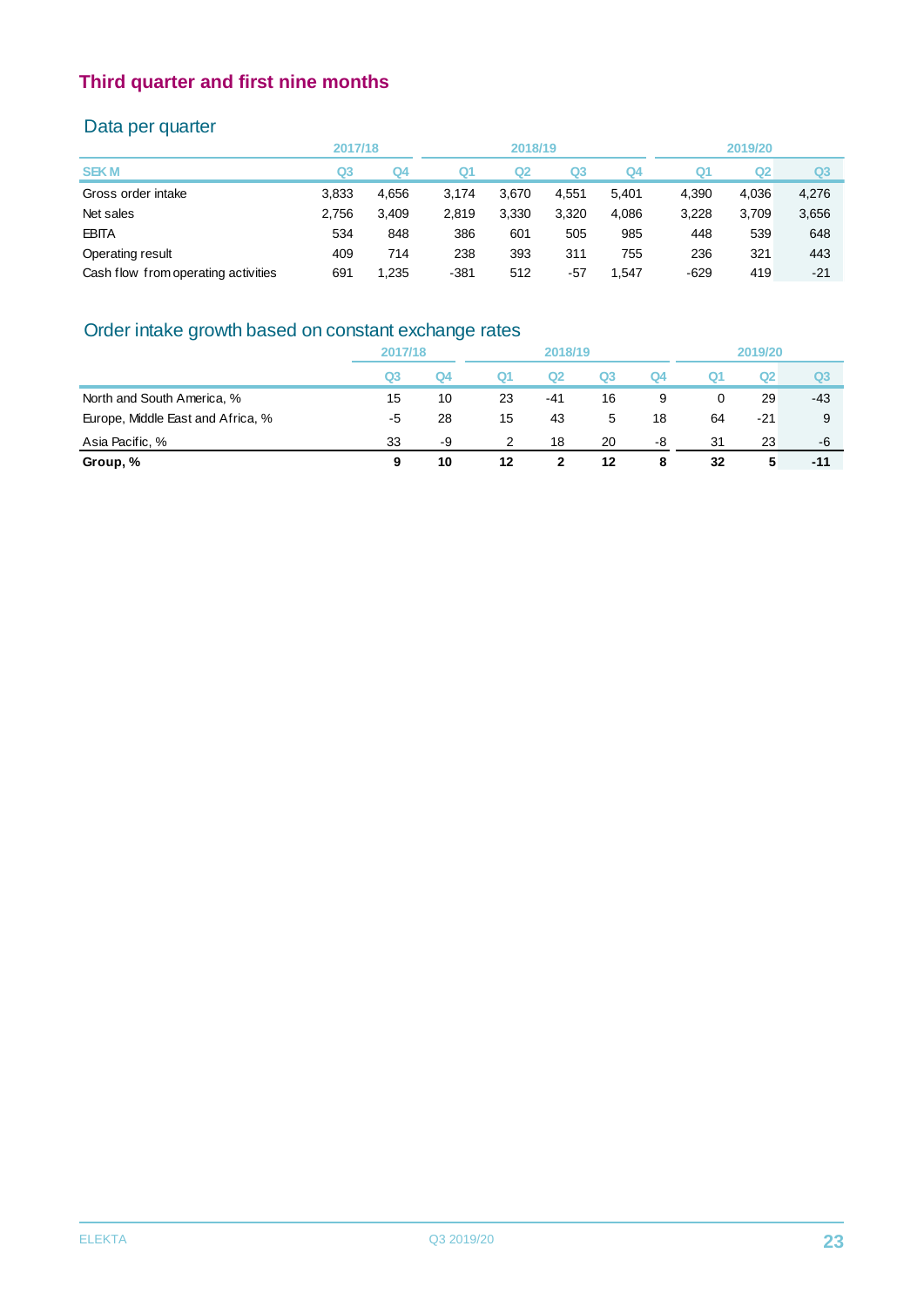## Third quarter and first nine months

### Data per quarter

| | 2017/18 | | 2018/19 | | | | 2019/20 | | |
|---|---|---|---|---|---|---|---|---|---|
| SEK M | Q3 | Q4 | Q1 | Q2 | Q3 | Q4 | Q1 | Q2 | Q3 |
| Gross order intake | 3,833 | 4,656 | 3,174 | 3,670 | 4,551 | 5,401 | 4,390 | 4,036 | 4,276 |
| Net sales | 2,756 | 3,409 | 2,819 | 3,330 | 3,320 | 4,086 | 3,228 | 3,709 | 3,656 |
| EBITA | 534 | 848 | 386 | 601 | 505 | 985 | 448 | 539 | 648 |
| Operating result | 409 | 714 | 238 | 393 | 311 | 755 | 236 | 321 | 443 |
| Cash flow from operating activities | 691 | 1,235 | -381 | 512 | -57 | 1,547 | -629 | 419 | -21 |

### Order intake growth based on constant exchange rates

| | 2017/18 | | 2018/19 | | | | 2019/20 | | |
|---|---|---|---|---|---|---|---|---|---|
| | Q3 | Q4 | Q1 | Q2 | Q3 | Q4 | Q1 | Q2 | Q3 |
| North and South America, % | 15 | 10 | 23 | -41 | 16 | 9 | 0 | 29 | -43 |
| Europe, Middle East and Africa, % | -5 | 28 | 15 | 43 | 5 | 18 | 64 | -21 | 9 |
| Asia Pacific, % | 33 | -9 | 2 | 18 | 20 | -8 | 31 | 23 | -6 |
| **Group, %** | **9** | **10** | **12** | **2** | **12** | **8** | **32** | **5** | **-11** |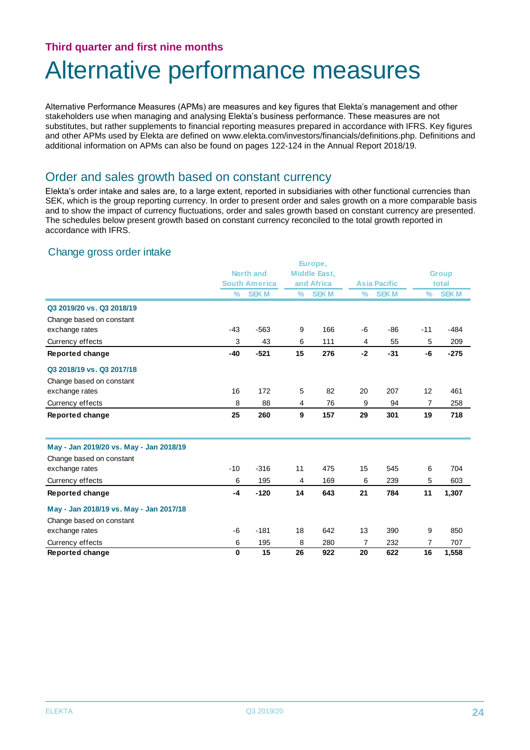### Third quarter and first nine months

# Alternative performance measures

Alternative Performance Measures (APMs) are measures and key figures that Elekta's management and other stakeholders use when managing and analysing Elekta's business performance. These measures are not substitutes, but rather supplements to financial reporting measures prepared in accordance with IFRS. Key figures and other APMs used by Elekta are defined on www.elekta.com/investors/financials/definitions.php. Definitions and additional information on APMs can also be found on pages 122-124 in the Annual Report 2018/19.

## Order and sales growth based on constant currency

Elekta's order intake and sales are, to a large extent, reported in subsidiaries with other functional currencies than SEK, which is the group reporting currency. In order to present order and sales growth on a more comparable basis and to show the impact of currency fluctuations, order and sales growth based on constant currency are presented. The schedules below present growth based on constant currency reconciled to the total growth reported in accordance with IFRS.

### Change gross order intake

| | North and South America | | Europe, Middle East, and Africa | | Asia Pacific | | Group total | |
|---|---|---|---|---|---|---|---|---|
| | % | SEK M | % | SEK M | % | SEK M | % | SEK M |
| **Q3 2019/20 vs. Q3 2018/19** | | | | | | | | |
| Change based on constant exchange rates | -43 | -563 | 9 | 166 | -6 | -86 | -11 | -484 |
| Currency effects | 3 | 43 | 6 | 111 | 4 | 55 | 5 | 209 |
| **Reported change** | **-40** | **-521** | **15** | **276** | **-2** | **-31** | **-6** | **-275** |
| **Q3 2018/19 vs. Q3 2017/18** | | | | | | | | |
| Change based on constant exchange rates | 16 | 172 | 5 | 82 | 20 | 207 | 12 | 461 |
| Currency effects | 8 | 88 | 4 | 76 | 9 | 94 | 7 | 258 |
| **Reported change** | **25** | **260** | **9** | **157** | **29** | **301** | **19** | **718** |
| **May - Jan 2019/20 vs. May - Jan 2018/19** | | | | | | | | |
| Change based on constant exchange rates | -10 | -316 | 11 | 475 | 15 | 545 | 6 | 704 |
| Currency effects | 6 | 195 | 4 | 169 | 6 | 239 | 5 | 603 |
| **Reported change** | **-4** | **-120** | **14** | **643** | **21** | **784** | **11** | **1,307** |
| **May - Jan 2018/19 vs. May - Jan 2017/18** | | | | | | | | |
| Change based on constant exchange rates | -6 | -181 | 18 | 642 | 13 | 390 | 9 | 850 |
| Currency effects | 6 | 195 | 8 | 280 | 7 | 232 | 7 | 707 |
| **Reported change** | **0** | **15** | **26** | **922** | **20** | **622** | **16** | **1,558** |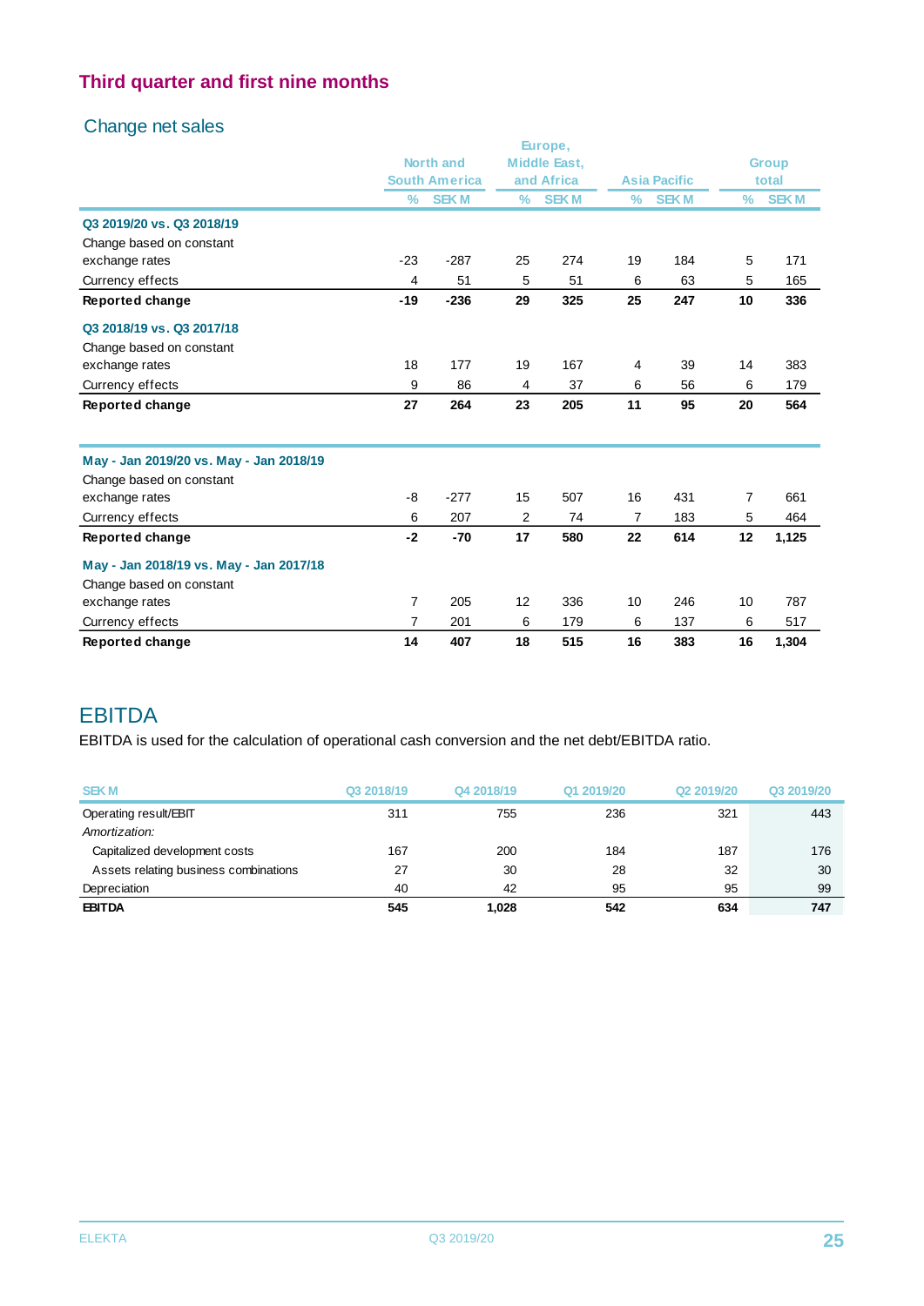## Third quarter and first nine months

### Change net sales

| | North and South America | | Europe, Middle East, and Africa | | Asia Pacific | | Group total | |
|---|---|---|---|---|---|---|---|---|
| | % | SEK M | % | SEK M | % | SEK M | % | SEK M |
| **Q3 2019/20 vs. Q3 2018/19** | | | | | | | | |
| Change based on constant exchange rates | -23 | -287 | 25 | 274 | 19 | 184 | 5 | 171 |
| Currency effects | 4 | 51 | 5 | 51 | 6 | 63 | 5 | 165 |
| **Reported change** | **-19** | **-236** | **29** | **325** | **25** | **247** | **10** | **336** |
| **Q3 2018/19 vs. Q3 2017/18** | | | | | | | | |
| Change based on constant exchange rates | 18 | 177 | 19 | 167 | 4 | 39 | 14 | 383 |
| Currency effects | 9 | 86 | 4 | 37 | 6 | 56 | 6 | 179 |
| **Reported change** | **27** | **264** | **23** | **205** | **11** | **95** | **20** | **564** |
| **May - Jan 2019/20 vs. May - Jan 2018/19** | | | | | | | | |
| Change based on constant exchange rates | -8 | -277 | 15 | 507 | 16 | 431 | 7 | 661 |
| Currency effects | 6 | 207 | 2 | 74 | 7 | 183 | 5 | 464 |
| **Reported change** | **-2** | **-70** | **17** | **580** | **22** | **614** | **12** | **1,125** |
| **May - Jan 2018/19 vs. May - Jan 2017/18** | | | | | | | | |
| Change based on constant exchange rates | 7 | 205 | 12 | 336 | 10 | 246 | 10 | 787 |
| Currency effects | 7 | 201 | 6 | 179 | 6 | 137 | 6 | 517 |
| **Reported change** | **14** | **407** | **18** | **515** | **16** | **383** | **16** | **1,304** |

## EBITDA

EBITDA is used for the calculation of operational cash conversion and the net debt/EBITDA ratio.

| SEK M | Q3 2018/19 | Q4 2018/19 | Q1 2019/20 | Q2 2019/20 | Q3 2019/20 |
|---|---|---|---|---|---|
| Operating result/EBIT | 311 | 755 | 236 | 321 | 443 |
| *Amortization:* | | | | | |
| Capitalized development costs | 167 | 200 | 184 | 187 | 176 |
| Assets relating business combinations | 27 | 30 | 28 | 32 | 30 |
| Depreciation | 40 | 42 | 95 | 95 | 99 |
| **EBITDA** | **545** | **1,028** | **542** | **634** | **747** |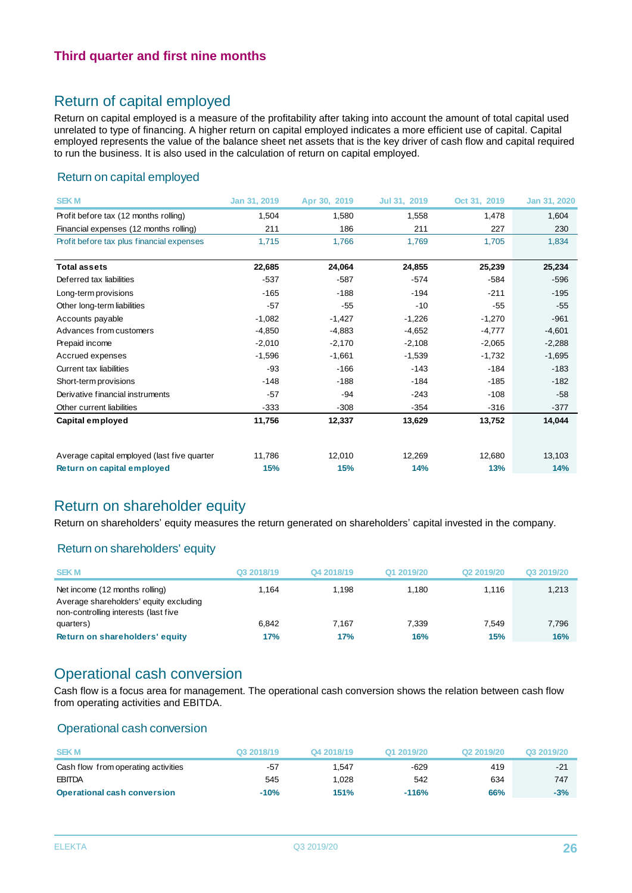## Third quarter and first nine months

# Return of capital employed

Return on capital employed is a measure of the profitability after taking into account the amount of total capital used unrelated to type of financing. A higher return on capital employed indicates a more efficient use of capital. Capital employed represents the value of the balance sheet net assets that is the key driver of cash flow and capital required to run the business. It is also used in the calculation of return on capital employed.

### Return on capital employed

| SEK M | Jan 31, 2019 | Apr 30, 2019 | Jul 31, 2019 | Oct 31, 2019 | Jan 31, 2020 |
|---|---|---|---|---|---|
| Profit before tax (12 months rolling) | 1,504 | 1,580 | 1,558 | 1,478 | 1,604 |
| Financial expenses (12 months rolling) | 211 | 186 | 211 | 227 | 230 |
| Profit before tax plus financial expenses | 1,715 | 1,766 | 1,769 | 1,705 | 1,834 |
| | | | | | |
| **Total assets** | **22,685** | **24,064** | **24,855** | **25,239** | **25,234** |
| Deferred tax liabilities | -537 | -587 | -574 | -584 | -596 |
| Long-term provisions | -165 | -188 | -194 | -211 | -195 |
| Other long-term liabilities | -57 | -55 | -10 | -55 | -55 |
| Accounts payable | -1,082 | -1,427 | -1,226 | -1,270 | -961 |
| Advances from customers | -4,850 | -4,883 | -4,652 | -4,777 | -4,601 |
| Prepaid income | -2,010 | -2,170 | -2,108 | -2,065 | -2,288 |
| Accrued expenses | -1,596 | -1,661 | -1,539 | -1,732 | -1,695 |
| Current tax liabilities | -93 | -166 | -143 | -184 | -183 |
| Short-term provisions | -148 | -188 | -184 | -185 | -182 |
| Derivative financial instruments | -57 | -94 | -243 | -108 | -58 |
| Other current liabilities | -333 | -308 | -354 | -316 | -377 |
| **Capital employed** | **11,756** | **12,337** | **13,629** | **13,752** | **14,044** |
| | | | | | |
| Average capital employed (last five quarter | 11,786 | 12,010 | 12,269 | 12,680 | 13,103 |
| **Return on capital employed** | **15%** | **15%** | **14%** | **13%** | **14%** |

# Return on shareholder equity

Return on shareholders' equity measures the return generated on shareholders' capital invested in the company.

### Return on shareholders' equity

| SEK M | Q3 2018/19 | Q4 2018/19 | Q1 2019/20 | Q2 2019/20 | Q3 2019/20 |
|---|---|---|---|---|---|
| Net income (12 months rolling) | 1,164 | 1,198 | 1,180 | 1,116 | 1,213 |
| Average shareholders' equity excluding non-controlling interests (last five quarters) | 6,842 | 7,167 | 7,339 | 7,549 | 7,796 |
| **Return on shareholders' equity** | **17%** | **17%** | **16%** | **15%** | **16%** |

# Operational cash conversion

Cash flow is a focus area for management. The operational cash conversion shows the relation between cash flow from operating activities and EBITDA.

### Operational cash conversion

| SEK M | Q3 2018/19 | Q4 2018/19 | Q1 2019/20 | Q2 2019/20 | Q3 2019/20 |
|---|---|---|---|---|---|
| Cash flow from operating activities | -57 | 1,547 | -629 | 419 | -21 |
| EBITDA | 545 | 1,028 | 542 | 634 | 747 |
| **Operational cash conversion** | **-10%** | **151%** | **-116%** | **66%** | **-3%** |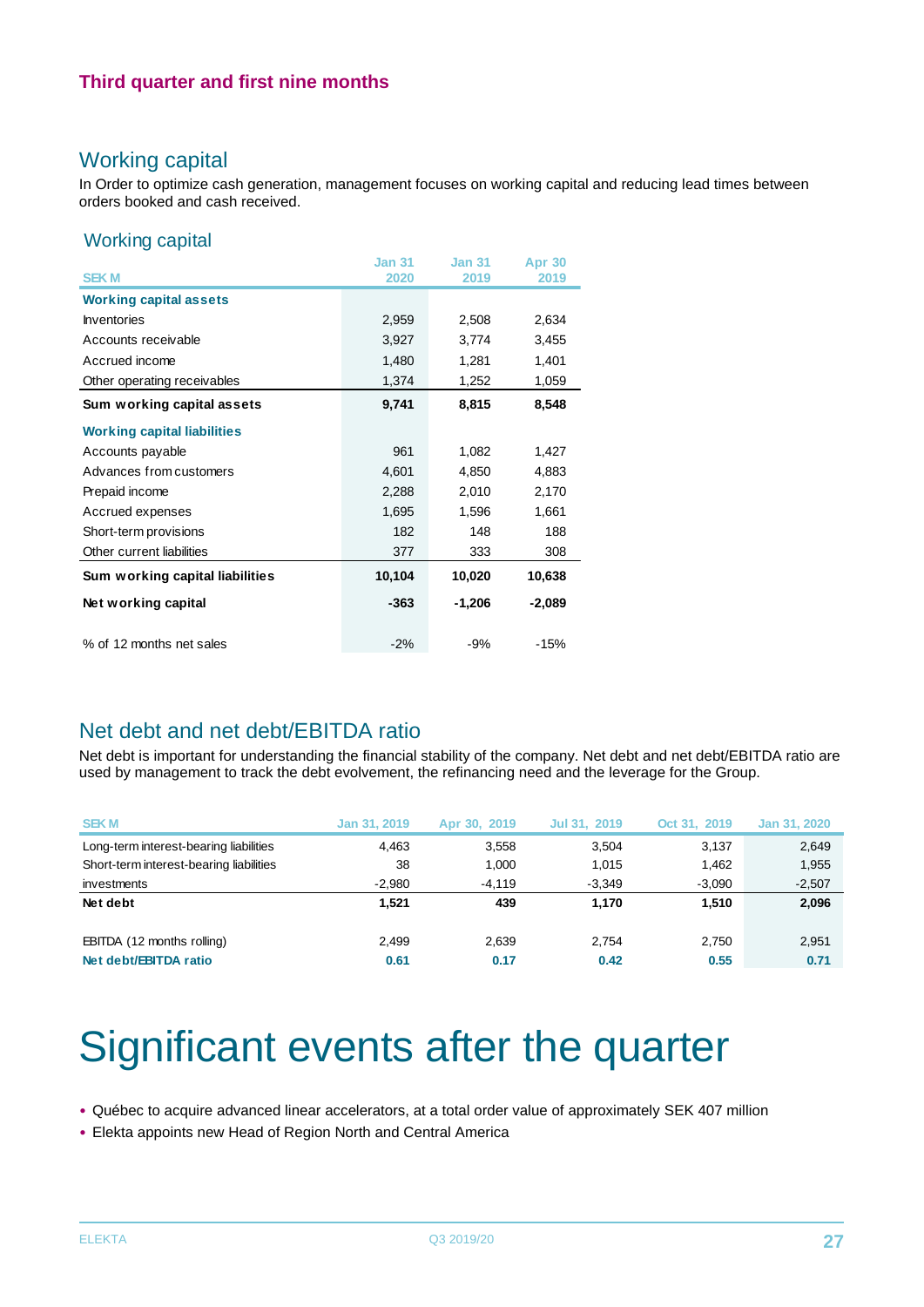## Third quarter and first nine months

## Working capital

In Order to optimize cash generation, management focuses on working capital and reducing lead times between orders booked and cash received.

### Working capital

| SEK M | Jan 31 2020 | Jan 31 2019 | Apr 30 2019 |
|---|---|---|---|
| **Working capital assets** | | | |
| Inventories | 2,959 | 2,508 | 2,634 |
| Accounts receivable | 3,927 | 3,774 | 3,455 |
| Accrued income | 1,480 | 1,281 | 1,401 |
| Other operating receivables | 1,374 | 1,252 | 1,059 |
| **Sum working capital assets** | **9,741** | **8,815** | **8,548** |
| **Working capital liabilities** | | | |
| Accounts payable | 961 | 1,082 | 1,427 |
| Advances from customers | 4,601 | 4,850 | 4,883 |
| Prepaid income | 2,288 | 2,010 | 2,170 |
| Accrued expenses | 1,695 | 1,596 | 1,661 |
| Short-term provisions | 182 | 148 | 188 |
| Other current liabilities | 377 | 333 | 308 |
| **Sum working capital liabilities** | **10,104** | **10,020** | **10,638** |
| **Net working capital** | **-363** | **-1,206** | **-2,089** |
| % of 12 months net sales | -2% | -9% | -15% |

## Net debt and net debt/EBITDA ratio

Net debt is important for understanding the financial stability of the company. Net debt and net debt/EBITDA ratio are used by management to track the debt evolvement, the refinancing need and the leverage for the Group.

| SEK M | Jan 31, 2019 | Apr 30, 2019 | Jul 31, 2019 | Oct 31, 2019 | Jan 31, 2020 |
|---|---|---|---|---|---|
| Long-term interest-bearing liabilities | 4,463 | 3,558 | 3,504 | 3,137 | 2,649 |
| Short-term interest-bearing liabilities | 38 | 1,000 | 1,015 | 1,462 | 1,955 |
| investments | -2,980 | -4,119 | -3,349 | -3,090 | -2,507 |
| **Net debt** | **1,521** | **439** | **1,170** | **1,510** | **2,096** |
| EBITDA (12 months rolling) | 2,499 | 2,639 | 2,754 | 2,750 | 2,951 |
| **Net debt/EBITDA ratio** | **0.61** | **0.17** | **0.42** | **0.55** | **0.71** |

# Significant events after the quarter

- Québec to acquire advanced linear accelerators, at a total order value of approximately SEK 407 million
- Elekta appoints new Head of Region North and Central America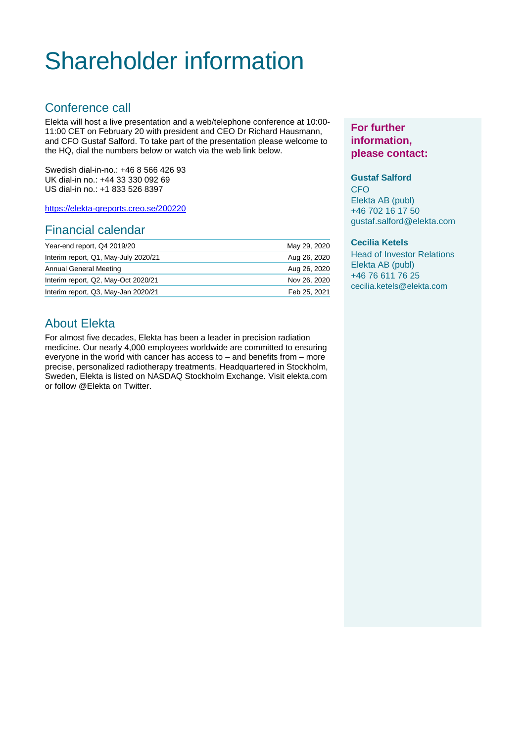# Shareholder information

## Conference call

Elekta will host a live presentation and a web/telephone conference at 10:00-11:00 CET on February 20 with president and CEO Dr Richard Hausmann, and CFO Gustaf Salford. To take part of the presentation please welcome to the HQ, dial the numbers below or watch via the web link below.

Swedish dial-in-no.: +46 8 566 426 93
UK dial-in no.: +44 33 330 092 69
US dial-in no.: +1 833 526 8397

https://elekta-qreports.creo.se/200220

## Financial calendar

| | |
|---|---|
| Year-end report, Q4 2019/20 | May 29, 2020 |
| Interim report, Q1, May-July 2020/21 | Aug 26, 2020 |
| Annual General Meeting | Aug 26, 2020 |
| Interim report, Q2, May-Oct 2020/21 | Nov 26, 2020 |
| Interim report, Q3, May-Jan 2020/21 | Feb 25, 2021 |

## About Elekta

For almost five decades, Elekta has been a leader in precision radiation medicine. Our nearly 4,000 employees worldwide are committed to ensuring everyone in the world with cancer has access to – and benefits from – more precise, personalized radiotherapy treatments. Headquartered in Stockholm, Sweden, Elekta is listed on NASDAQ Stockholm Exchange. Visit elekta.com or follow @Elekta on Twitter.

**For further information, please contact:**

**Gustaf Salford**
CFO
Elekta AB (publ)
+46 702 16 17 50
gustaf.salford@elekta.com

**Cecilia Ketels**
Head of Investor Relations
Elekta AB (publ)
+46 76 611 76 25
cecilia.ketels@elekta.com